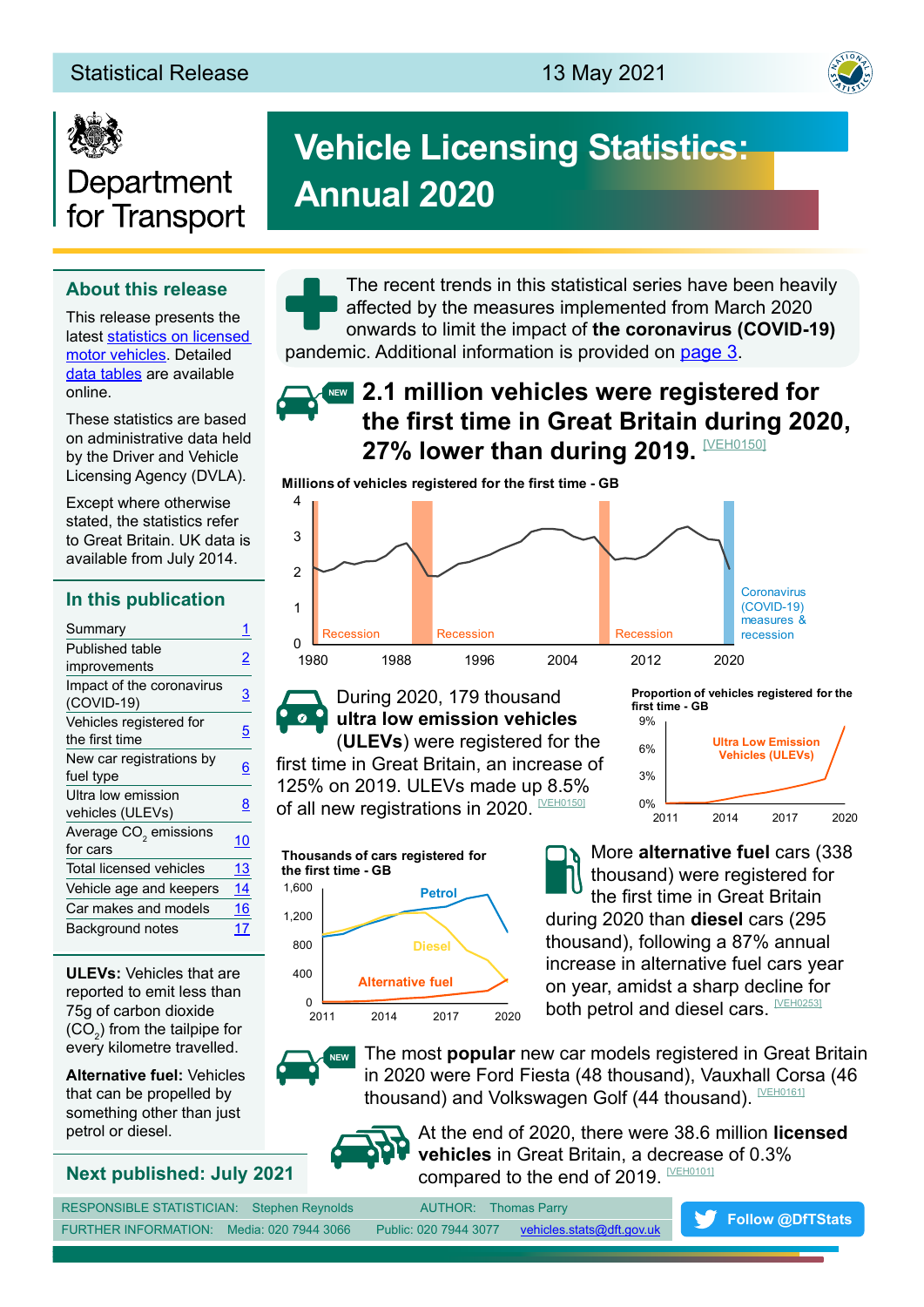Statistical Release 13 May 2021

Department for Transport

# Vehicle Licensing Statistics: Annual 2020

## About this release

This release presents the latest statistics on licensed motor vehicles. Detailed data tables are available online.

These statistics are based on administrative data held by the Driver and Vehicle Licensing Agency (DVLA).

Except where otherwise stated, the statistics refer to Great Britain. UK data is available from July 2014.

## In this publication

| | |
|---|---|
| Summary | 1 |
| Published table improvements | 2 |
| Impact of the coronavirus (COVID-19) | 3 |
| Vehicles registered for the first time | 5 |
| New car registrations by fuel type | 6 |
| Ultra low emission vehicles (ULEVs) | 8 |
| Average $CO_2$ emissions for cars | 10 |
| Total licensed vehicles | 13 |
| Vehicle age and keepers | 14 |
| Car makes and models | 16 |
| Background notes | 17 |

**ULEVs:** Vehicles that are reported to emit less than 75g of carbon dioxide ($CO_2$) from the tailpipe for every kilometre travelled.

**Alternative fuel:** Vehicles that can be propelled by something other than just petrol or diesel.

**Next published: July 2021**

The recent trends in this statistical series have been heavily affected by the measures implemented from March 2020 onwards to limit the impact of **the coronavirus (COVID-19)** pandemic. Additional information is provided on page 3.

NEW

## 2.1 million vehicles were registered for the first time in Great Britain during 2020, 27% lower than during 2019. [VEH0150]

Millions of vehicles registered for the first time - GB

4
3
2
1
0
1980 1988 1996 2004 2012 2020
Recession Recession Recession
Coronavirus (COVID-19) measures & recession

During 2020, 179 thousand **ultra low emission vehicles** (**ULEVs**) were registered for the first time in Great Britain, an increase of 125% on 2019. ULEVs made up 8.5% of all new registrations in 2020. [VEH0150]

Proportion of vehicles registered for the first time - GB

9%
6%
3%
0%
2011 2014 2017 2020
Ultra Low Emission Vehicles (ULEVs)

Thousands of cars registered for the first time - GB

1,600
1,200
800
400
0
2011 2014 2017 2020
Petrol
Diesel
Alternative fuel

More **alternative fuel** cars (338 thousand) were registered for the first time in Great Britain during 2020 than **diesel** cars (295 thousand), following a 87% annual increase in alternative fuel cars year on year, amidst a sharp decline for both petrol and diesel cars. [VEH0253]

NEW

The most **popular** new car models registered in Great Britain in 2020 were Ford Fiesta (48 thousand), Vauxhall Corsa (46 thousand) and Volkswagen Golf (44 thousand). [VEH0161]

At the end of 2020, there were 38.6 million **licensed vehicles** in Great Britain, a decrease of 0.3% compared to the end of 2019. [VEH0101]

RESPONSIBLE STATISTICIAN: Stephen Reynolds AUTHOR: Thomas Parry
FURTHER INFORMATION: Media: 020 7944 3066 Public: 020 7944 3077 vehicles.stats@dft.gov.uk

Follow @DfTStats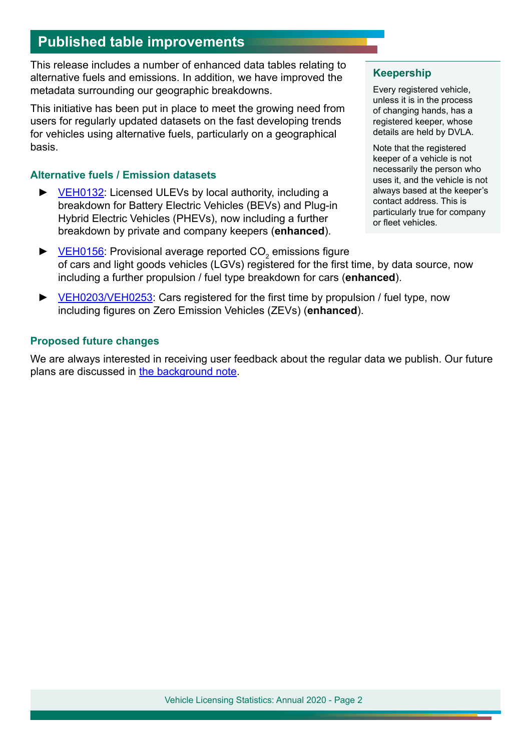## Published table improvements

This release includes a number of enhanced data tables relating to alternative fuels and emissions. In addition, we have improved the metadata surrounding our geographic breakdowns.

This initiative has been put in place to meet the growing need from users for regularly updated datasets on the fast developing trends for vehicles using alternative fuels, particularly on a geographical basis.

### Alternative fuels / Emission datasets

- VEH0132: Licensed ULEVs by local authority, including a breakdown for Battery Electric Vehicles (BEVs) and Plug-in Hybrid Electric Vehicles (PHEVs), now including a further breakdown by private and company keepers (**enhanced**).
- VEH0156: Provisional average reported $CO_2$ emissions figure of cars and light goods vehicles (LGVs) registered for the first time, by data source, now including a further propulsion / fuel type breakdown for cars (**enhanced**).
- VEH0203/VEH0253: Cars registered for the first time by propulsion / fuel type, now including figures on Zero Emission Vehicles (ZEVs) (**enhanced**).

### Proposed future changes

We are always interested in receiving user feedback about the regular data we publish. Our future plans are discussed in the background note.

### Keepership

Every registered vehicle, unless it is in the process of changing hands, has a registered keeper, whose details are held by DVLA.

Note that the registered keeper of a vehicle is not necessarily the person who uses it, and the vehicle is not always based at the keeper's contact address. This is particularly true for company or fleet vehicles.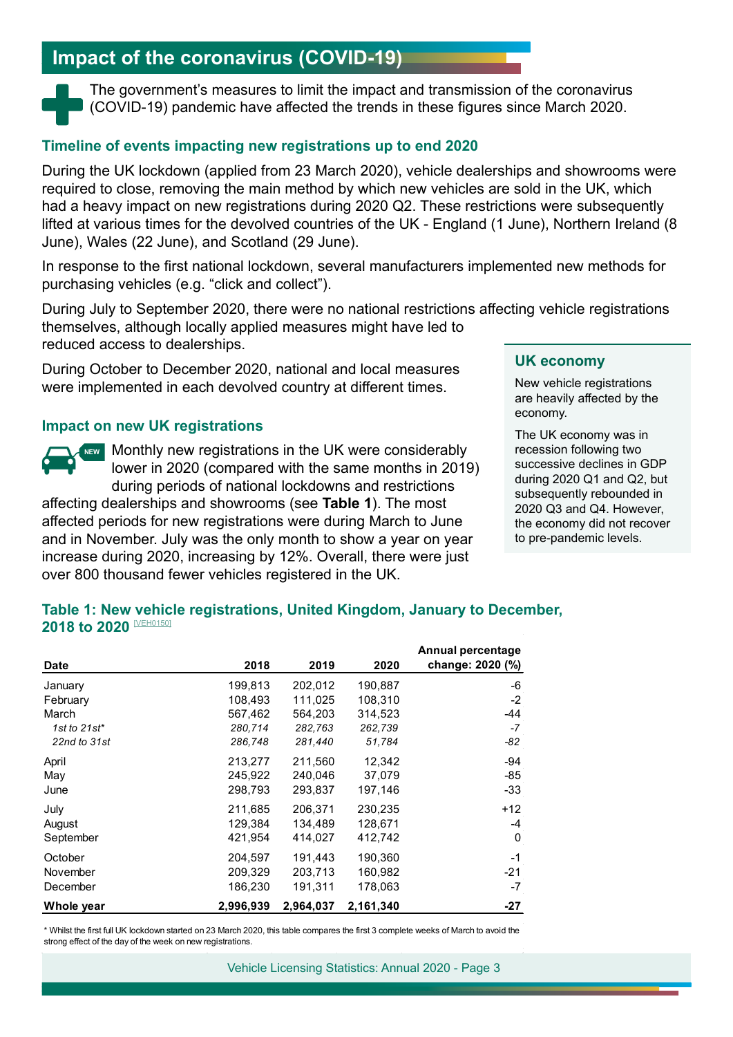# Impact of the coronavirus (COVID-19)

The government's measures to limit the impact and transmission of the coronavirus (COVID-19) pandemic have affected the trends in these figures since March 2020.

### Timeline of events impacting new registrations up to end 2020

During the UK lockdown (applied from 23 March 2020), vehicle dealerships and showrooms were required to close, removing the main method by which new vehicles are sold in the UK, which had a heavy impact on new registrations during 2020 Q2. These restrictions were subsequently lifted at various times for the devolved countries of the UK - England (1 June), Northern Ireland (8 June), Wales (22 June), and Scotland (29 June).

In response to the first national lockdown, several manufacturers implemented new methods for purchasing vehicles (e.g. "click and collect").

During July to September 2020, there were no national restrictions affecting vehicle registrations themselves, although locally applied measures might have led to reduced access to dealerships.

During October to December 2020, national and local measures were implemented in each devolved country at different times.

### Impact on new UK registrations

NEW

Monthly new registrations in the UK were considerably lower in 2020 (compared with the same months in 2019) during periods of national lockdowns and restrictions affecting dealerships and showrooms (see **Table 1**). The most affected periods for new registrations were during March to June and in November. July was the only month to show a year on year increase during 2020, increasing by 12%. Overall, there were just over 800 thousand fewer vehicles registered in the UK.

### UK economy

New vehicle registrations are heavily affected by the economy.

The UK economy was in recession following two successive declines in GDP during 2020 Q1 and Q2, but subsequently rebounded in 2020 Q3 and Q4. However, the economy did not recover to pre-pandemic levels.

### Table 1: New vehicle registrations, United Kingdom, January to December, 2018 to 2020 [VEH0150]

| Date | 2018 | 2019 | 2020 | Annual percentage change: 2020 (%) |
|---|---|---|---|---|
| January | 199,813 | 202,012 | 190,887 | -6 |
| February | 108,493 | 111,025 | 108,310 | -2 |
| March | 567,462 | 564,203 | 314,523 | -44 |
| *1st to 21st** | *280,714* | *282,763* | *262,739* | *-7* |
| *22nd to 31st* | *286,748* | *281,440* | *51,784* | *-82* |
| April | 213,277 | 211,560 | 12,342 | -94 |
| May | 245,922 | 240,046 | 37,079 | -85 |
| June | 298,793 | 293,837 | 197,146 | -33 |
| July | 211,685 | 206,371 | 230,235 | +12 |
| August | 129,384 | 134,489 | 128,671 | -4 |
| September | 421,954 | 414,027 | 412,742 | 0 |
| October | 204,597 | 191,443 | 190,360 | -1 |
| November | 209,329 | 203,713 | 160,982 | -21 |
| December | 186,230 | 191,311 | 178,063 | -7 |
| **Whole year** | **2,996,939** | **2,964,037** | **2,161,340** | **-27** |

* Whilst the first full UK lockdown started on 23 March 2020, this table compares the first 3 complete weeks of March to avoid the strong effect of the day of the week on new registrations.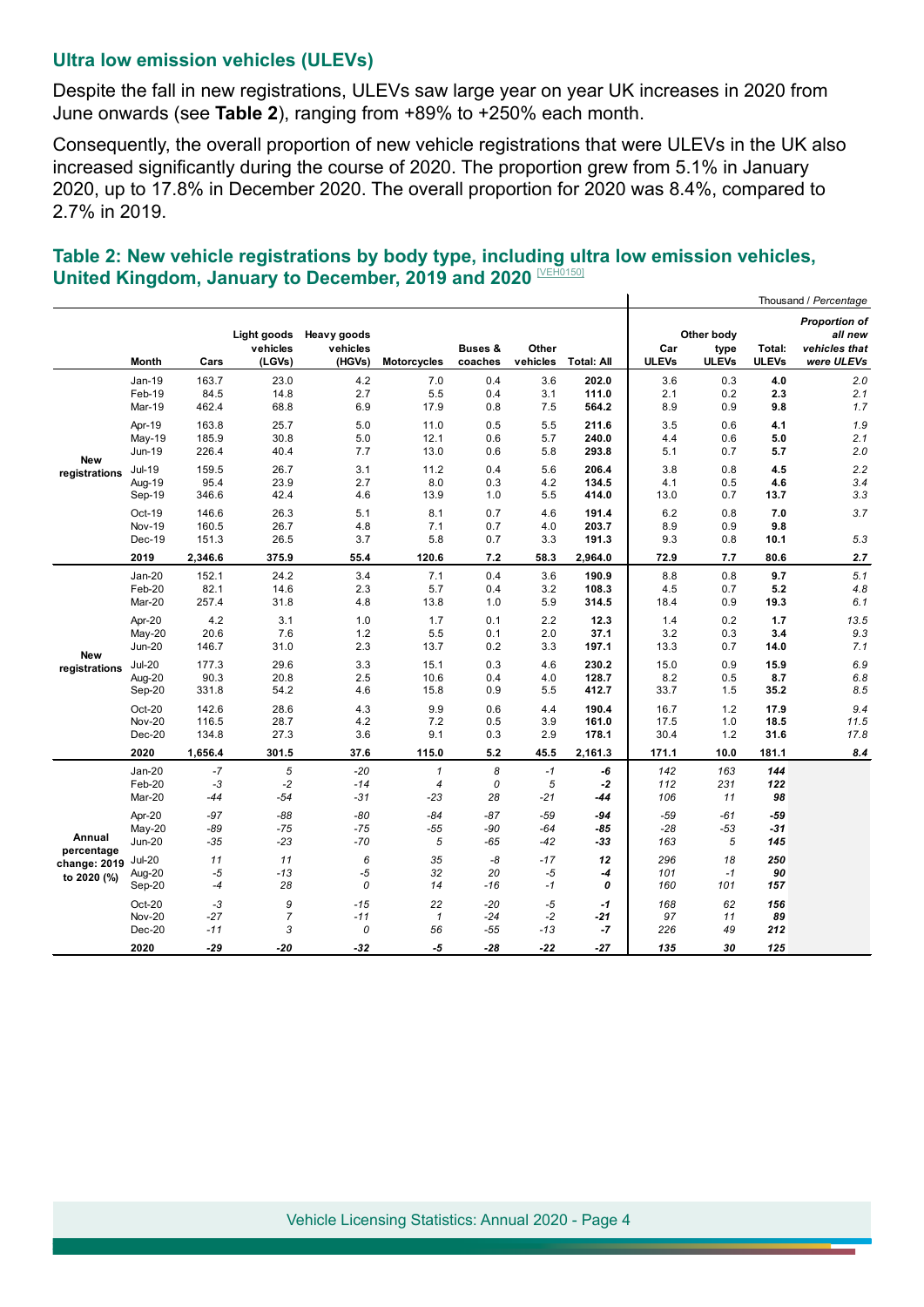## Ultra low emission vehicles (ULEVs)

Despite the fall in new registrations, ULEVs saw large year on year UK increases in 2020 from June onwards (see **Table 2**), ranging from +89% to +250% each month.

Consequently, the overall proportion of new vehicle registrations that were ULEVs in the UK also increased significantly during the course of 2020. The proportion grew from 5.1% in January 2020, up to 17.8% in December 2020. The overall proportion for 2020 was 8.4%, compared to 2.7% in 2019.

### Table 2: New vehicle registrations by body type, including ultra low emission vehicles, United Kingdom, January to December, 2019 and 2020 [VEH0150]

Thousand / *Percentage*

| | Month | Cars | Light goods vehicles (LGVs) | Heavy goods vehicles (HGVs) | Motorcycles | Buses & coaches | Other vehicles | Total: All | Car ULEVs | Other body type ULEVs | Total: ULEVs | *Proportion of all new vehicles that were ULEVs* |
|---|---|---|---|---|---|---|---|---|---|---|---|---|
| New registrations | Jan-19 | 163.7 | 23.0 | 4.2 | 7.0 | 0.4 | 3.6 | **202.0** | 3.6 | 0.3 | **4.0** | *2.0* |
| | Feb-19 | 84.5 | 14.8 | 2.7 | 5.5 | 0.4 | 3.1 | **111.0** | 2.1 | 0.2 | **2.3** | *2.1* |
| | Mar-19 | 462.4 | 68.8 | 6.9 | 17.9 | 0.8 | 7.5 | **564.2** | 8.9 | 0.9 | **9.8** | *1.7* |
| | Apr-19 | 163.8 | 25.7 | 5.0 | 11.0 | 0.5 | 5.5 | **211.6** | 3.5 | 0.6 | **4.1** | *1.9* |
| | May-19 | 185.9 | 30.8 | 5.0 | 12.1 | 0.6 | 5.7 | **240.0** | 4.4 | 0.6 | **5.0** | *2.1* |
| | Jun-19 | 226.4 | 40.4 | 7.7 | 13.0 | 0.6 | 5.8 | **293.8** | 5.1 | 0.7 | **5.7** | *2.0* |
| | Jul-19 | 159.5 | 26.7 | 3.1 | 11.2 | 0.4 | 5.6 | **206.4** | 3.8 | 0.8 | **4.5** | *2.2* |
| | Aug-19 | 95.4 | 23.9 | 2.7 | 8.0 | 0.3 | 4.2 | **134.5** | 4.1 | 0.5 | **4.6** | *3.4* |
| | Sep-19 | 346.6 | 42.4 | 4.6 | 13.9 | 1.0 | 5.5 | **414.0** | 13.0 | 0.7 | **13.7** | *3.3* |
| | Oct-19 | 146.6 | 26.3 | 5.1 | 8.1 | 0.7 | 4.6 | **191.4** | 6.2 | 0.8 | **7.0** | *3.7* |
| | Nov-19 | 160.5 | 26.7 | 4.8 | 7.1 | 0.7 | 4.0 | **203.7** | 8.9 | 0.9 | **9.8** | |
| | Dec-19 | 151.3 | 26.5 | 3.7 | 5.8 | 0.7 | 3.3 | **191.3** | 9.3 | 0.8 | **10.1** | *5.3* |
| | **2019** | **2,346.6** | **375.9** | **55.4** | **120.6** | **7.2** | **58.3** | **2,964.0** | **72.9** | **7.7** | **80.6** | ***2.7*** |
| New registrations | Jan-20 | 152.1 | 24.2 | 3.4 | 7.1 | 0.4 | 3.6 | **190.9** | 8.8 | 0.8 | **9.7** | *5.1* |
| | Feb-20 | 82.1 | 14.6 | 2.3 | 5.7 | 0.4 | 3.2 | **108.3** | 4.5 | 0.7 | **5.2** | *4.8* |
| | Mar-20 | 257.4 | 31.8 | 4.8 | 13.8 | 1.0 | 5.9 | **314.5** | 18.4 | 0.9 | **19.3** | *6.1* |
| | Apr-20 | 4.2 | 3.1 | 1.0 | 1.7 | 0.1 | 2.2 | **12.3** | 1.4 | 0.2 | **1.7** | *13.5* |
| | May-20 | 20.6 | 7.6 | 1.2 | 5.5 | 0.1 | 2.0 | **37.1** | 3.2 | 0.3 | **3.4** | *9.3* |
| | Jun-20 | 146.7 | 31.0 | 2.3 | 13.7 | 0.2 | 3.3 | **197.1** | 13.3 | 0.7 | **14.0** | *7.1* |
| | Jul-20 | 177.3 | 29.6 | 3.3 | 15.1 | 0.3 | 4.6 | **230.2** | 15.0 | 0.9 | **15.9** | *6.9* |
| | Aug-20 | 90.3 | 20.8 | 2.5 | 10.6 | 0.4 | 4.0 | **128.7** | 8.2 | 0.5 | **8.7** | *6.8* |
| | Sep-20 | 331.8 | 54.2 | 4.6 | 15.8 | 0.9 | 5.5 | **412.7** | 33.7 | 1.5 | **35.2** | *8.5* |
| | Oct-20 | 142.6 | 28.6 | 4.3 | 9.9 | 0.6 | 4.4 | **190.4** | 16.7 | 1.2 | **17.9** | *9.4* |
| | Nov-20 | 116.5 | 28.7 | 4.2 | 7.2 | 0.5 | 3.9 | **161.0** | 17.5 | 1.0 | **18.5** | *11.5* |
| | Dec-20 | 134.8 | 27.3 | 3.6 | 9.1 | 0.3 | 2.9 | **178.1** | 30.4 | 1.2 | **31.6** | *17.8* |
| | **2020** | **1,656.4** | **301.5** | **37.6** | **115.0** | **5.2** | **45.5** | **2,161.3** | **171.1** | **10.0** | **181.1** | ***8.4*** |
| Annual percentage change: 2019 to 2020 (%) | Jan-20 | *-7* | *5* | *-20* | *1* | *8* | *-1* | ***-6*** | *142* | *163* | ***144*** | |
| | Feb-20 | *-3* | *-2* | *-14* | *4* | *0* | *5* | ***-2*** | *112* | *231* | ***122*** | |
| | Mar-20 | *-44* | *-54* | *-31* | *-23* | *28* | *-21* | ***-44*** | *106* | *11* | ***98*** | |
| | Apr-20 | *-97* | *-88* | *-80* | *-84* | *-87* | *-59* | ***-94*** | *-59* | *-61* | ***-59*** | |
| | May-20 | *-89* | *-75* | *-75* | *-55* | *-90* | *-64* | ***-85*** | *-28* | *-53* | ***-31*** | |
| | Jun-20 | *-35* | *-23* | *-70* | *5* | *-65* | *-42* | ***-33*** | *163* | *5* | ***145*** | |
| | Jul-20 | *11* | *11* | *6* | *35* | *-8* | *-17* | ***12*** | *296* | *18* | ***250*** | |
| | Aug-20 | *-5* | *-13* | *-5* | *32* | *20* | *-5* | ***-4*** | *101* | *-1* | ***90*** | |
| | Sep-20 | *-4* | *28* | *0* | *14* | *-16* | *-1* | ***0*** | *160* | *101* | ***157*** | |
| | Oct-20 | *-3* | *9* | *-15* | *22* | *-20* | *-5* | ***-1*** | *168* | *62* | ***156*** | |
| | Nov-20 | *-27* | *7* | *-11* | *1* | *-24* | *-2* | ***-21*** | *97* | *11* | ***89*** | |
| | Dec-20 | *-11* | *3* | *0* | *56* | *-55* | *-13* | ***-7*** | *226* | *49* | ***212*** | |
| | **2020** | ***-29*** | ***-20*** | ***-32*** | ***-5*** | ***-28*** | ***-22*** | ***-27*** | ***135*** | ***30*** | ***125*** | |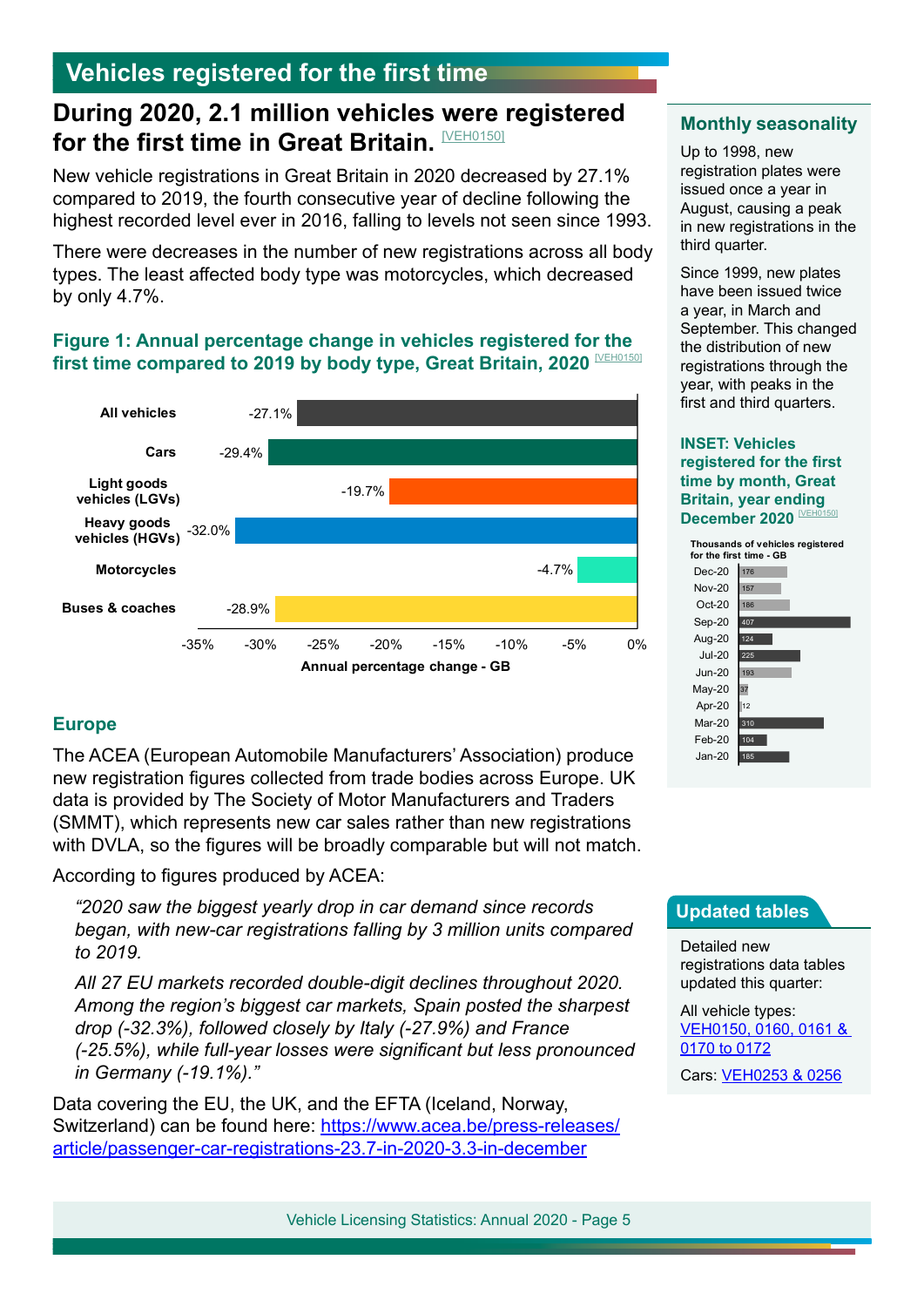## Vehicles registered for the first time

### During 2020, 2.1 million vehicles were registered for the first time in Great Britain. [VEH0150]

New vehicle registrations in Great Britain in 2020 decreased by 27.1% compared to 2019, the fourth consecutive year of decline following the highest recorded level ever in 2016, falling to levels not seen since 1993.

There were decreases in the number of new registrations across all body types. The least affected body type was motorcycles, which decreased by only 4.7%.

**Figure 1: Annual percentage change in vehicles registered for the first time compared to 2019 by body type, Great Britain, 2020** [VEH0150]

All vehicles -27.1%
Cars -29.4%
Light goods vehicles (LGVs) -19.7%
Heavy goods vehicles (HGVs) -32.0%
Motorcycles -4.7%
Buses & coaches -28.9%

-35% -30% -25% -20% -15% -10% -5% 0%

Annual percentage change - GB

### Europe

The ACEA (European Automobile Manufacturers' Association) produce new registration figures collected from trade bodies across Europe. UK data is provided by The Society of Motor Manufacturers and Traders (SMMT), which represents new car sales rather than new registrations with DVLA, so the figures will be broadly comparable but will not match.

According to figures produced by ACEA:

> *"2020 saw the biggest yearly drop in car demand since records began, with new-car registrations falling by 3 million units compared to 2019.*
>
> *All 27 EU markets recorded double-digit declines throughout 2020. Among the region's biggest car markets, Spain posted the sharpest drop (-32.3%), followed closely by Italy (-27.9%) and France (-25.5%), while full-year losses were significant but less pronounced in Germany (-19.1%)."*

Data covering the EU, the UK, and the EFTA (Iceland, Norway, Switzerland) can be found here: https://www.acea.be/press-releases/article/passenger-car-registrations-23.7-in-2020-3.3-in-december

### Monthly seasonality

Up to 1998, new registration plates were issued once a year in August, causing a peak in new registrations in the third quarter.

Since 1999, new plates have been issued twice a year, in March and September. This changed the distribution of new registrations through the year, with peaks in the first and third quarters.

**INSET: Vehicles registered for the first time by month, Great Britain, year ending December 2020** [VEH0150]

Thousands of vehicles registered for the first time - GB

Dec-20 176
Nov-20 157
Oct-20 186
Sep-20 407
Aug-20 124
Jul-20 225
Jun-20 193
May-20 37
Apr-20 12
Mar-20 310
Feb-20 104
Jan-20 185

### Updated tables

Detailed new registrations data tables updated this quarter:

All vehicle types: VEH0150, 0160, 0161 & 0170 to 0172

Cars: VEH0253 & 0256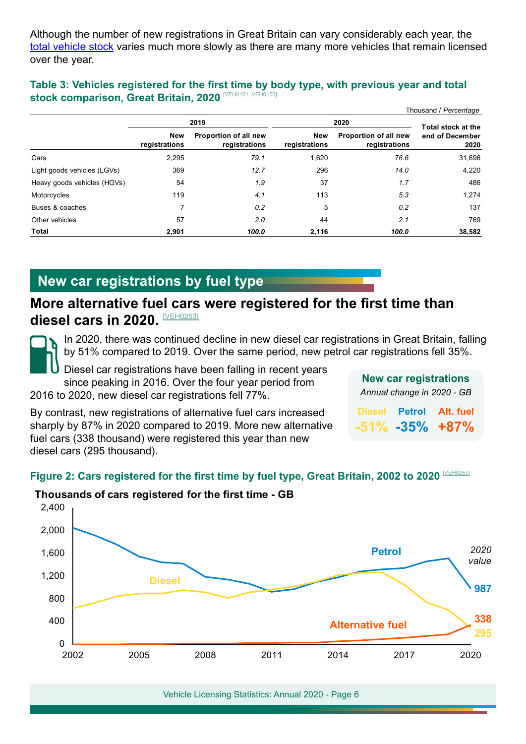Although the number of new registrations in Great Britain can vary considerably each year, the total vehicle stock varies much more slowly as there are many more vehicles that remain licensed over the year.

**Table 3: Vehicles registered for the first time by body type, with previous year and total stock comparison, Great Britain, 2020** [VEH0101 VEH0150]

Thousand / *Percentage*

| | 2019 | | 2020 | | Total stock at the end of December 2020 |
|---|---|---|---|---|---|
| | New registrations | Proportion of all new registrations | New registrations | Proportion of all new registrations | |
| Cars | 2,295 | *79.1* | 1,620 | *76.6* | 31,696 |
| Light goods vehicles (LGVs) | 369 | *12.7* | 296 | *14.0* | 4,220 |
| Heavy goods vehicles (HGVs) | 54 | *1.9* | 37 | *1.7* | 486 |
| Motorcycles | 119 | *4.1* | 113 | *5.3* | 1,274 |
| Buses & coaches | 7 | *0.2* | 5 | *0.2* | 137 |
| Other vehicles | 57 | *2.0* | 44 | *2.1* | 769 |
| **Total** | **2,901** | ***100.0*** | **2,116** | ***100.0*** | **38,582** |

## New car registrations by fuel type

### More alternative fuel cars were registered for the first time than diesel cars in 2020. [VEH0253]

In 2020, there was continued decline in new diesel car registrations in Great Britain, falling by 51% compared to 2019. Over the same period, new petrol car registrations fell 35%.

Diesel car registrations have been falling in recent years since peaking in 2016. Over the four year period from 2016 to 2020, new diesel car registrations fell 77%.

By contrast, new registrations of alternative fuel cars increased sharply by 87% in 2020 compared to 2019. More new alternative fuel cars (338 thousand) were registered this year than new diesel cars (295 thousand).

**New car registrations**
*Annual change in 2020 - GB*
Diesel -51%
Petrol -35%
Alt. fuel +87%

**Figure 2: Cars registered for the first time by fuel type, Great Britain, 2002 to 2020** [VEH0253]

Thousands of cars registered for the first time - GB

2,400
2,000
1,600
1,200
800
400
0
2002 2005 2008 2011 2014 2017 2020

Petrol
Diesel
Alternative fuel
*2020 value*
987
338
295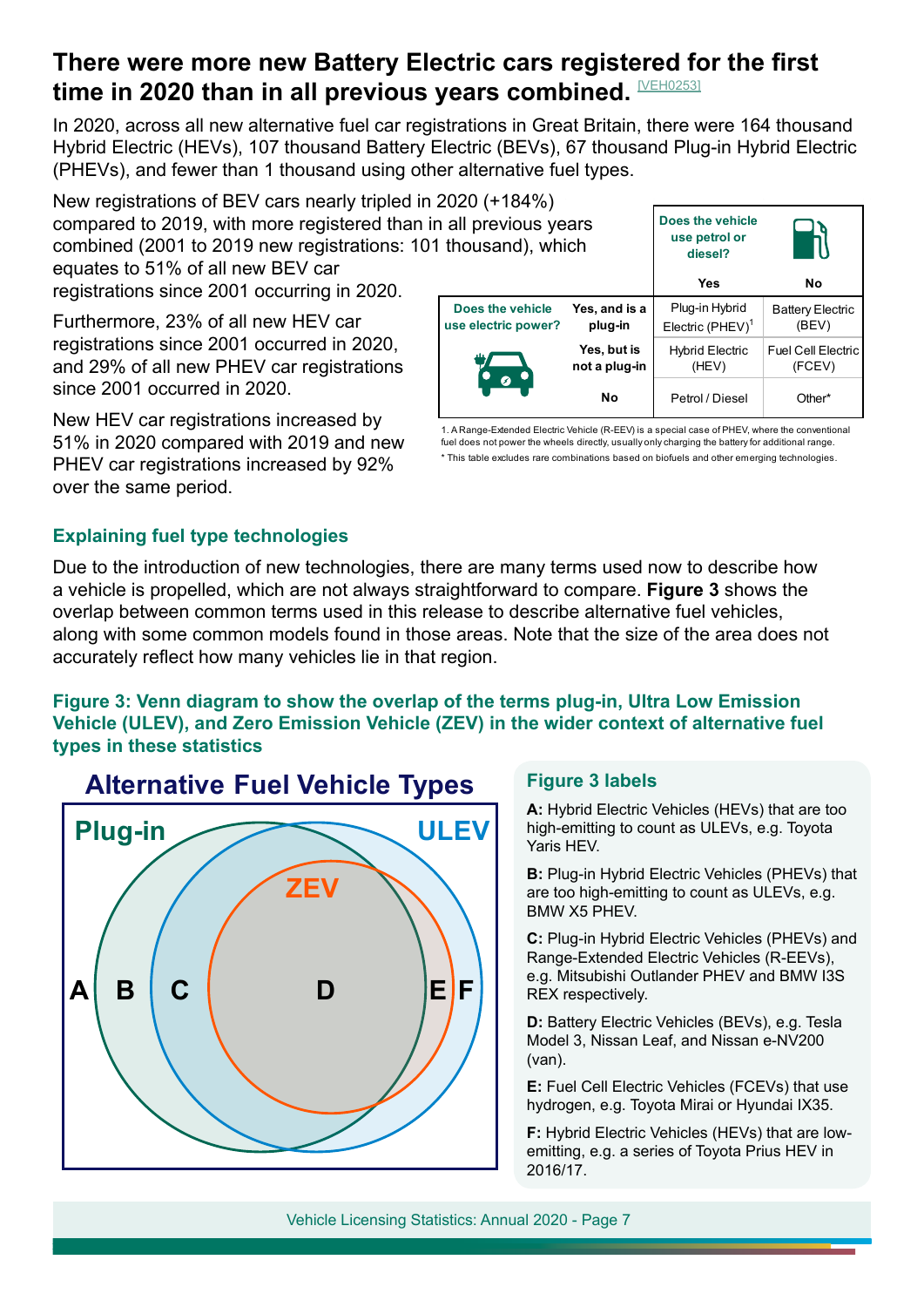## There were more new Battery Electric cars registered for the first time in 2020 than in all previous years combined. [VEH0253]

In 2020, across all new alternative fuel car registrations in Great Britain, there were 164 thousand Hybrid Electric (HEVs), 107 thousand Battery Electric (BEVs), 67 thousand Plug-in Hybrid Electric (PHEVs), and fewer than 1 thousand using other alternative fuel types.

New registrations of BEV cars nearly tripled in 2020 (+184%) compared to 2019, with more registered than in all previous years combined (2001 to 2019 new registrations: 101 thousand), which equates to 51% of all new BEV car registrations since 2001 occurring in 2020.

Furthermore, 23% of all new HEV car registrations since 2001 occurred in 2020, and 29% of all new PHEV car registrations since 2001 occurred in 2020.

New HEV car registrations increased by 51% in 2020 compared with 2019 and new PHEV car registrations increased by 92% over the same period.

| | | Does the vehicle use petrol or diesel? Yes | No |
|---|---|---|---|
| Does the vehicle use electric power? | Yes, and is a plug-in | Plug-in Hybrid Electric (PHEV)[1] | Battery Electric (BEV) |
| | Yes, but is not a plug-in | Hybrid Electric (HEV) | Fuel Cell Electric (FCEV) |
| | No | Petrol / Diesel | Other* |

1. A Range-Extended Electric Vehicle (R-EEV) is a special case of PHEV, where the conventional fuel does not power the wheels directly, usually only charging the battery for additional range.

\* This table excludes rare combinations based on biofuels and other emerging technologies.

### Explaining fuel type technologies

Due to the introduction of new technologies, there are many terms used now to describe how a vehicle is propelled, which are not always straightforward to compare. **Figure 3** shows the overlap between common terms used in this release to describe alternative fuel vehicles, along with some common models found in those areas. Note that the size of the area does not accurately reflect how many vehicles lie in that region.

**Figure 3: Venn diagram to show the overlap of the terms plug-in, Ultra Low Emission Vehicle (ULEV), and Zero Emission Vehicle (ZEV) in the wider context of alternative fuel types in these statistics**

Alternative Fuel Vehicle Types

Plug-in

ULEV

ZEV

A B C D E F

### Figure 3 labels

**A:** Hybrid Electric Vehicles (HEVs) that are too high-emitting to count as ULEVs, e.g. Toyota Yaris HEV.

**B:** Plug-in Hybrid Electric Vehicles (PHEVs) that are too high-emitting to count as ULEVs, e.g. BMW X5 PHEV.

**C:** Plug-in Hybrid Electric Vehicles (PHEVs) and Range-Extended Electric Vehicles (R-EEVs), e.g. Mitsubishi Outlander PHEV and BMW I3S REX respectively.

**D:** Battery Electric Vehicles (BEVs), e.g. Tesla Model 3, Nissan Leaf, and Nissan e-NV200 (van).

**E:** Fuel Cell Electric Vehicles (FCEVs) that use hydrogen, e.g. Toyota Mirai or Hyundai IX35.

**F:** Hybrid Electric Vehicles (HEVs) that are low-emitting, e.g. a series of Toyota Prius HEV in 2016/17.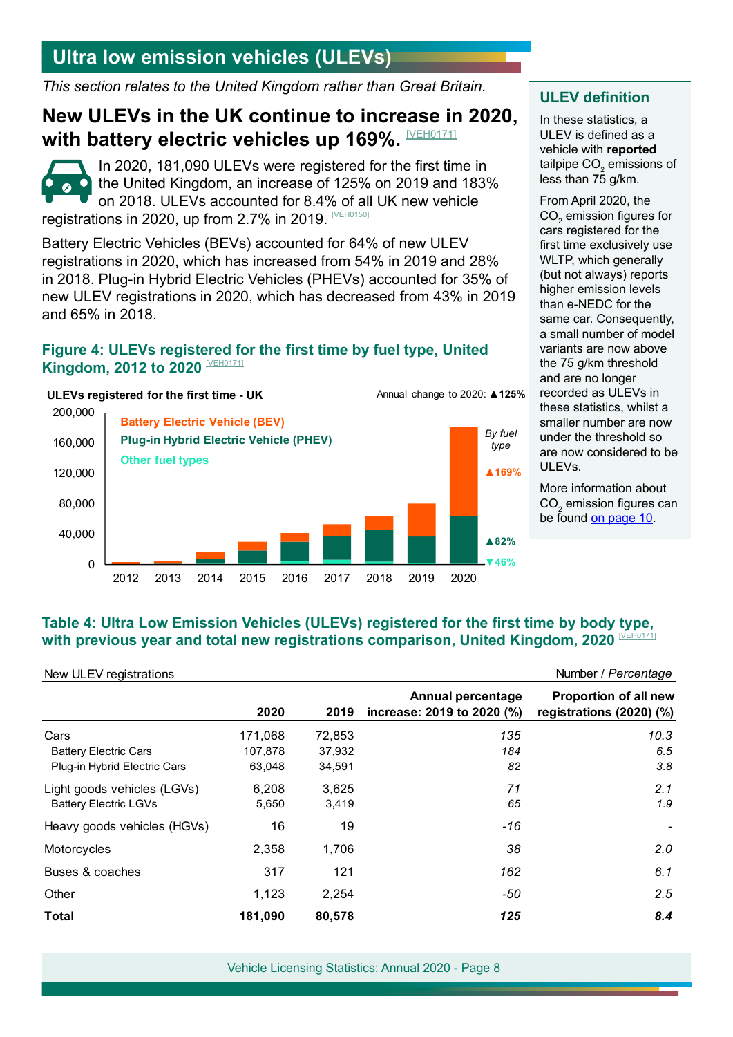## Ultra low emission vehicles (ULEVs)

*This section relates to the United Kingdom rather than Great Britain.*

### New ULEVs in the UK continue to increase in 2020, with battery electric vehicles up 169%. [VEH0171]

In 2020, 181,090 ULEVs were registered for the first time in the United Kingdom, an increase of 125% on 2019 and 183% on 2018. ULEVs accounted for 8.4% of all UK new vehicle registrations in 2020, up from 2.7% in 2019. [VEH0150]

Battery Electric Vehicles (BEVs) accounted for 64% of new ULEV registrations in 2020, which has increased from 54% in 2019 and 28% in 2018. Plug-in Hybrid Electric Vehicles (PHEVs) accounted for 35% of new ULEV registrations in 2020, which has decreased from 43% in 2019 and 65% in 2018.

#### Figure 4: ULEVs registered for the first time by fuel type, United Kingdom, 2012 to 2020 [VEH0171]

ULEVs registered for the first time - UK

Annual change to 2020: ▲125%

Battery Electric Vehicle (BEV)
Plug-in Hybrid Electric Vehicle (PHEV)
Other fuel types

By fuel type
▲169%
▲82%
▼46%

200,000
160,000
120,000
80,000
40,000
0

2012 2013 2014 2015 2016 2017 2018 2019 2020

### ULEV definition

In these statistics, a ULEV is defined as a vehicle with **reported** tailpipe $CO_2$ emissions of less than 75 g/km.

From April 2020, the $CO_2$ emission figures for cars registered for the first time exclusively use WLTP, which generally (but not always) reports higher emission levels than e-NEDC for the same car. Consequently, a small number of model variants are now above the 75 g/km threshold and are no longer recorded as ULEVs in these statistics, whilst a smaller number are now under the threshold so are now considered to be ULEVs.

More information about $CO_2$ emission figures can be found on page 10.

#### Table 4: Ultra Low Emission Vehicles (ULEVs) registered for the first time by body type, with previous year and total new registrations comparison, United Kingdom, 2020 [VEH0171]

New ULEV registrations — Number / *Percentage*

| | 2020 | 2019 | Annual percentage increase: 2019 to 2020 (%) | Proportion of all new registrations (2020) (%) |
|---|---|---|---|---|
| Cars | 171,068 | 72,853 | *135* | *10.3* |
| Battery Electric Cars | 107,878 | 37,932 | *184* | *6.5* |
| Plug-in Hybrid Electric Cars | 63,048 | 34,591 | *82* | *3.8* |
| Light goods vehicles (LGVs) | 6,208 | 3,625 | *71* | *2.1* |
| Battery Electric LGVs | 5,650 | 3,419 | *65* | *1.9* |
| Heavy goods vehicles (HGVs) | 16 | 19 | *-16* | *-* |
| Motorcycles | 2,358 | 1,706 | *38* | *2.0* |
| Buses & coaches | 317 | 121 | *162* | *6.1* |
| Other | 1,123 | 2,254 | *-50* | *2.5* |
| **Total** | **181,090** | **80,578** | ***125*** | ***8.4*** |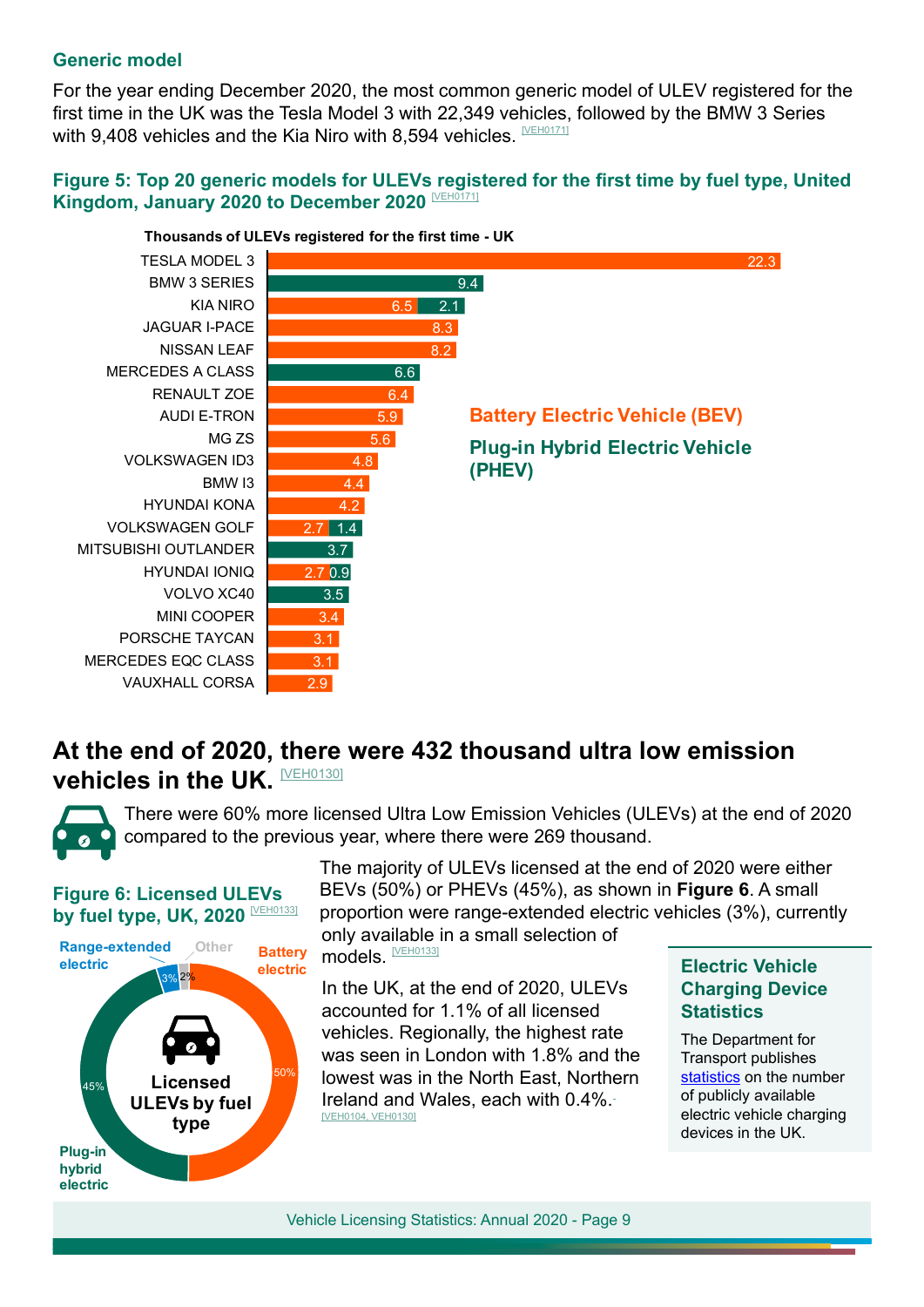### Generic model

For the year ending December 2020, the most common generic model of ULEV registered for the first time in the UK was the Tesla Model 3 with 22,349 vehicles, followed by the BMW 3 Series with 9,408 vehicles and the Kia Niro with 8,594 vehicles. [VEH0171]

**Figure 5: Top 20 generic models for ULEVs registered for the first time by fuel type, United Kingdom, January 2020 to December 2020** [VEH0171]

Thousands of ULEVs registered for the first time - UK

TESLA MODEL 3 22.3
BMW 3 SERIES 9.4
KIA NIRO 6.5 2.1
JAGUAR I-PACE 8.3
NISSAN LEAF 8.2
MERCEDES A CLASS 6.6
RENAULT ZOE 6.4
AUDI E-TRON 5.9
MG ZS 5.6
VOLKSWAGEN ID3 4.8
BMW I3 4.4
HYUNDAI KONA 4.2
VOLKSWAGEN GOLF 2.7 1.4
MITSUBISHI OUTLANDER 3.7
HYUNDAI IONIQ 2.7 0.9
VOLVO XC40 3.5
MINI COOPER 3.4
PORSCHE TAYCAN 3.1
MERCEDES EQC CLASS 3.1
VAUXHALL CORSA 2.9

Battery Electric Vehicle (BEV)
Plug-in Hybrid Electric Vehicle (PHEV)

## At the end of 2020, there were 432 thousand ultra low emission vehicles in the UK. [VEH0130]

There were 60% more licensed Ultra Low Emission Vehicles (ULEVs) at the end of 2020 compared to the previous year, where there were 269 thousand.

**Figure 6: Licensed ULEVs by fuel type, UK, 2020** [VEH0133]

Range-extended electric 3%
Other 2%
Battery electric 50%
Plug-in hybrid electric 45%
Licensed ULEVs by fuel type

The majority of ULEVs licensed at the end of 2020 were either BEVs (50%) or PHEVs (45%), as shown in **Figure 6**. A small proportion were range-extended electric vehicles (3%), currently only available in a small selection of models. [VEH0133]

In the UK, at the end of 2020, ULEVs accounted for 1.1% of all licensed vehicles. Regionally, the highest rate was seen in London with 1.8% and the lowest was in the North East, Northern Ireland and Wales, each with 0.4%. [VEH0104, VEH0130]

### Electric Vehicle Charging Device Statistics

The Department for Transport publishes statistics on the number of publicly available electric vehicle charging devices in the UK.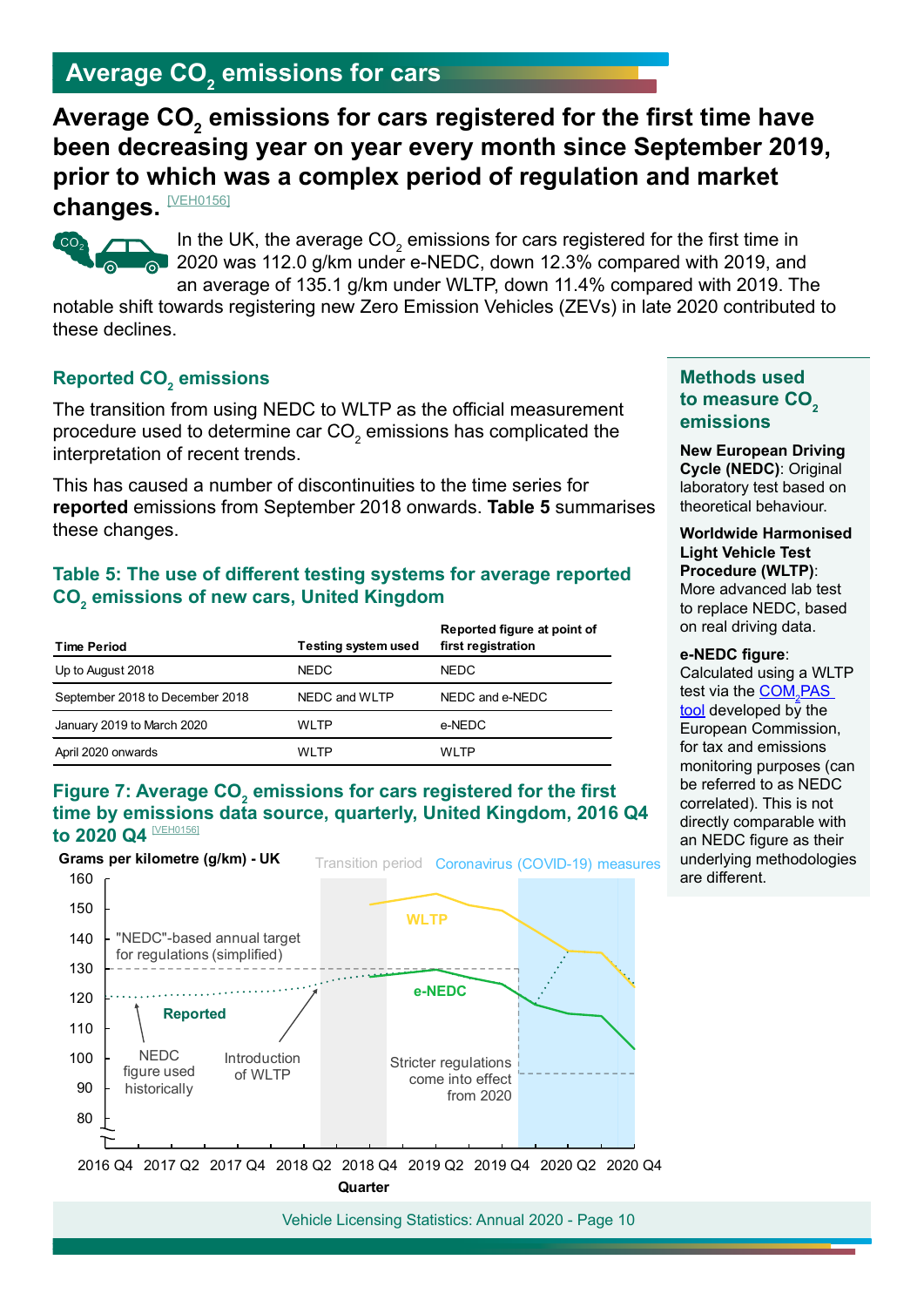## Average $CO_2$ emissions for cars

### Average $CO_2$ emissions for cars registered for the first time have been decreasing year on year every month since September 2019, prior to which was a complex period of regulation and market changes. [VEH0156]

In the UK, the average $CO_2$ emissions for cars registered for the first time in 2020 was 112.0 g/km under e-NEDC, down 12.3% compared with 2019, and an average of 135.1 g/km under WLTP, down 11.4% compared with 2019. The notable shift towards registering new Zero Emission Vehicles (ZEVs) in late 2020 contributed to these declines.

### Reported $CO_2$ emissions

The transition from using NEDC to WLTP as the official measurement procedure used to determine car $CO_2$ emissions has complicated the interpretation of recent trends.

This has caused a number of discontinuities to the time series for **reported** emissions from September 2018 onwards. **Table 5** summarises these changes.

#### Table 5: The use of different testing systems for average reported $CO_2$ emissions of new cars, United Kingdom

| Time Period | Testing system used | Reported figure at point of first registration |
|---|---|---|
| Up to August 2018 | NEDC | NEDC |
| September 2018 to December 2018 | NEDC and WLTP | NEDC and e-NEDC |
| January 2019 to March 2020 | WLTP | e-NEDC |
| April 2020 onwards | WLTP | WLTP |

#### Figure 7: Average $CO_2$ emissions for cars registered for the first time by emissions data source, quarterly, United Kingdom, 2016 Q4 to 2020 Q4 [VEH0156]

Grams per kilometre (g/km) - UK
160
150
140
130
120
110
100
90
80
Transition period
Coronavirus (COVID-19) measures
WLTP
e-NEDC
Reported
"NEDC"-based annual target for regulations (simplified)
NEDC figure used historically
Introduction of WLTP
Stricter regulations come into effect from 2020
2016 Q4, 2017 Q2, 2017 Q4, 2018 Q2, 2018 Q4, 2019 Q2, 2019 Q4, 2020 Q2, 2020 Q4
Quarter

### Methods used to measure $CO_2$ emissions

**New European Driving Cycle (NEDC)**: Original laboratory test based on theoretical behaviour.

**Worldwide Harmonised Light Vehicle Test Procedure (WLTP)**: More advanced lab test to replace NEDC, based on real driving data.

**e-NEDC figure**: Calculated using a WLTP test via the $CO_2MPAS$ tool developed by the European Commission, for tax and emissions monitoring purposes (can be referred to as NEDC correlated). This is not directly comparable with an NEDC figure as their underlying methodologies are different.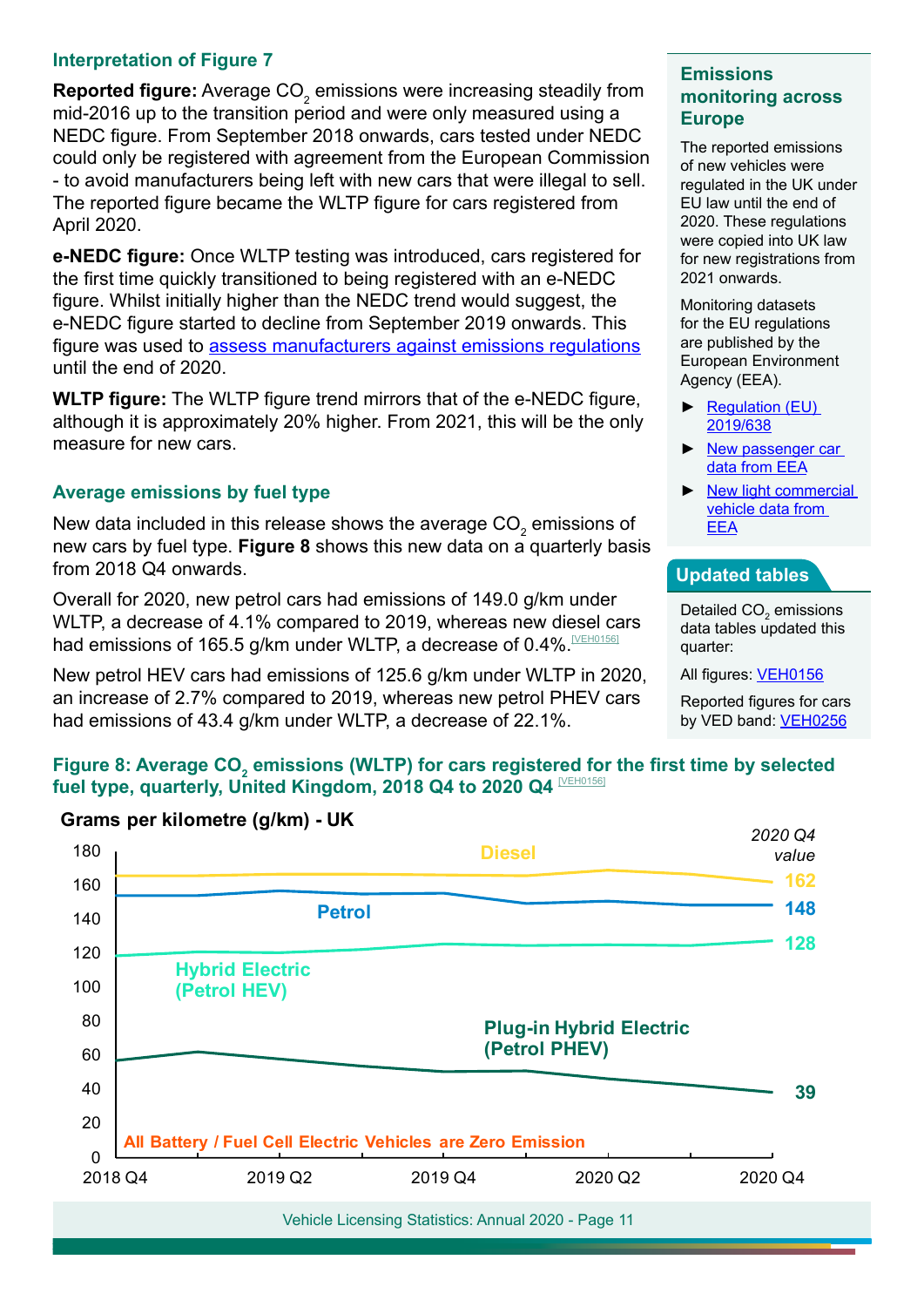### Interpretation of Figure 7

**Reported figure:** Average $CO_2$ emissions were increasing steadily from mid-2016 up to the transition period and were only measured using a NEDC figure. From September 2018 onwards, cars tested under NEDC could only be registered with agreement from the European Commission - to avoid manufacturers being left with new cars that were illegal to sell. The reported figure became the WLTP figure for cars registered from April 2020.

**e-NEDC figure:** Once WLTP testing was introduced, cars registered for the first time quickly transitioned to being registered with an e-NEDC figure. Whilst initially higher than the NEDC trend would suggest, the e-NEDC figure started to decline from September 2019 onwards. This figure was used to assess manufacturers against emissions regulations until the end of 2020.

**WLTP figure:** The WLTP figure trend mirrors that of the e-NEDC figure, although it is approximately 20% higher. From 2021, this will be the only measure for new cars.

### Average emissions by fuel type

New data included in this release shows the average $CO_2$ emissions of new cars by fuel type. **Figure 8** shows this new data on a quarterly basis from 2018 Q4 onwards.

Overall for 2020, new petrol cars had emissions of 149.0 g/km under WLTP, a decrease of 4.1% compared to 2019, whereas new diesel cars had emissions of 165.5 g/km under WLTP, a decrease of 0.4%.[VEH0156]

New petrol HEV cars had emissions of 125.6 g/km under WLTP in 2020, an increase of 2.7% compared to 2019, whereas new petrol PHEV cars had emissions of 43.4 g/km under WLTP, a decrease of 22.1%.

### Emissions monitoring across Europe

The reported emissions of new vehicles were regulated in the UK under EU law until the end of 2020. These regulations were copied into UK law for new registrations from 2021 onwards.

Monitoring datasets for the EU regulations are published by the European Environment Agency (EEA).

- Regulation (EU) 2019/638
- New passenger car data from EEA
- New light commercial vehicle data from EEA

### Updated tables

Detailed $CO_2$ emissions data tables updated this quarter:

All figures: VEH0156

Reported figures for cars by VED band: VEH0256

**Figure 8: Average $CO_2$ emissions (WLTP) for cars registered for the first time by selected fuel type, quarterly, United Kingdom, 2018 Q4 to 2020 Q4** [VEH0156]

Grams per kilometre (g/km) - UK

2020 Q4 value

Diesel 162

Petrol 148

Hybrid Electric (Petrol HEV) 128

Plug-in Hybrid Electric (Petrol PHEV) 39

All Battery / Fuel Cell Electric Vehicles are Zero Emission

0, 20, 40, 60, 80, 100, 120, 140, 160, 180

2018 Q4, 2019 Q2, 2019 Q4, 2020 Q2, 2020 Q4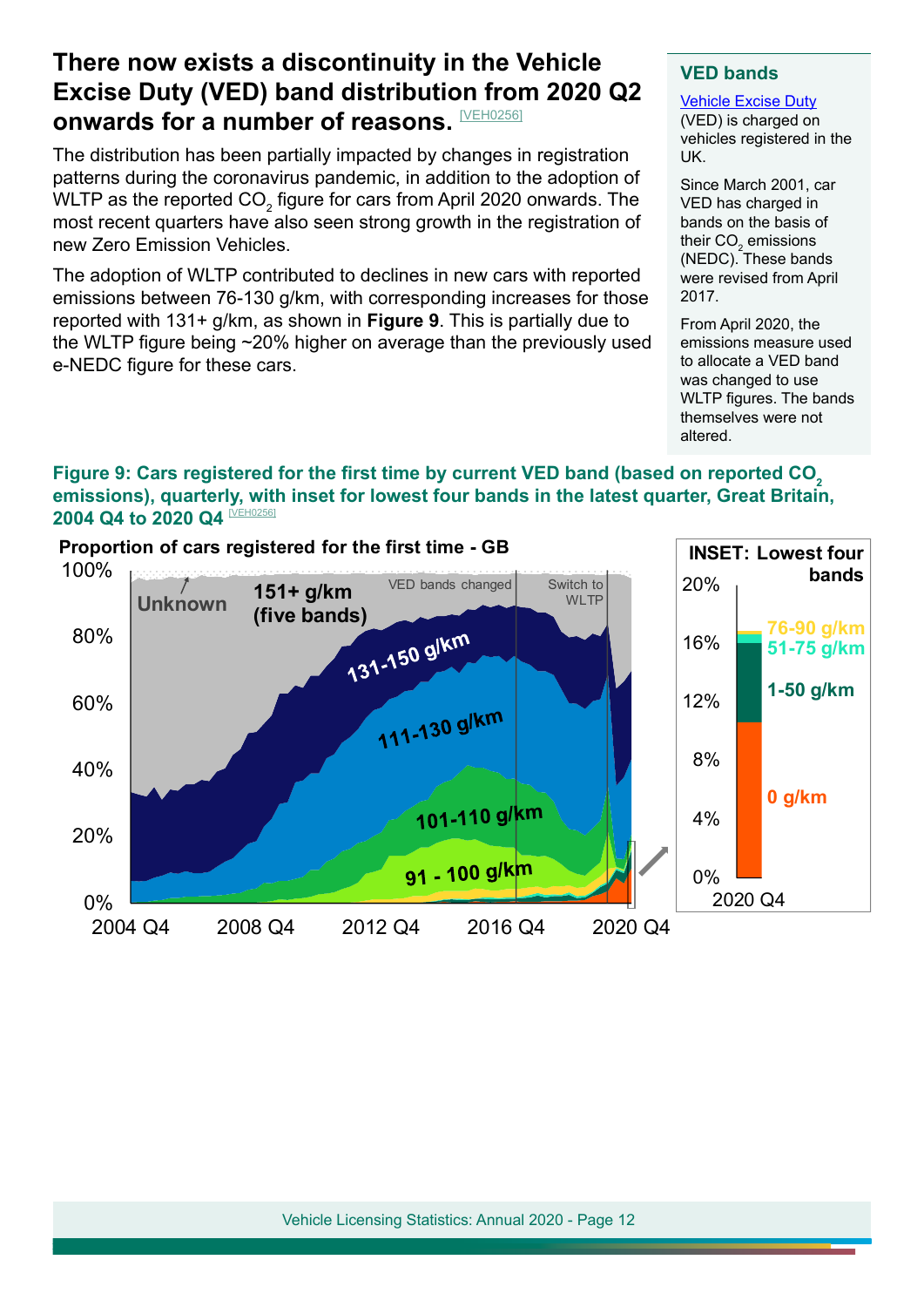## There now exists a discontinuity in the Vehicle Excise Duty (VED) band distribution from 2020 Q2 onwards for a number of reasons. [VEH0256]

The distribution has been partially impacted by changes in registration patterns during the coronavirus pandemic, in addition to the adoption of WLTP as the reported $CO_2$ figure for cars from April 2020 onwards. The most recent quarters have also seen strong growth in the registration of new Zero Emission Vehicles.

The adoption of WLTP contributed to declines in new cars with reported emissions between 76-130 g/km, with corresponding increases for those reported with 131+ g/km, as shown in **Figure 9**. This is partially due to the WLTP figure being ~20% higher on average than the previously used e-NEDC figure for these cars.

### VED bands

Vehicle Excise Duty (VED) is charged on vehicles registered in the UK.

Since March 2001, car VED has charged in bands on the basis of their $CO_2$ emissions (NEDC). These bands were revised from April 2017.

From April 2020, the emissions measure used to allocate a VED band was changed to use WLTP figures. The bands themselves were not altered.

**Figure 9: Cars registered for the first time by current VED band (based on reported $CO_2$ emissions), quarterly, with inset for lowest four bands in the latest quarter, Great Britain, 2004 Q4 to 2020 Q4** [VEH0256]

**Proportion of cars registered for the first time - GB**

100%
80%
60%
40%
20%
0%
2004 Q4
2008 Q4
2012 Q4
2016 Q4
2020 Q4

Unknown
151+ g/km (five bands)
VED bands changed
Switch to WLTP
131-150 g/km
111-130 g/km
101-110 g/km
91 - 100 g/km

**INSET: Lowest four bands**

20%
16%
12%
8%
4%
0%
2020 Q4

76-90 g/km
51-75 g/km
1-50 g/km
0 g/km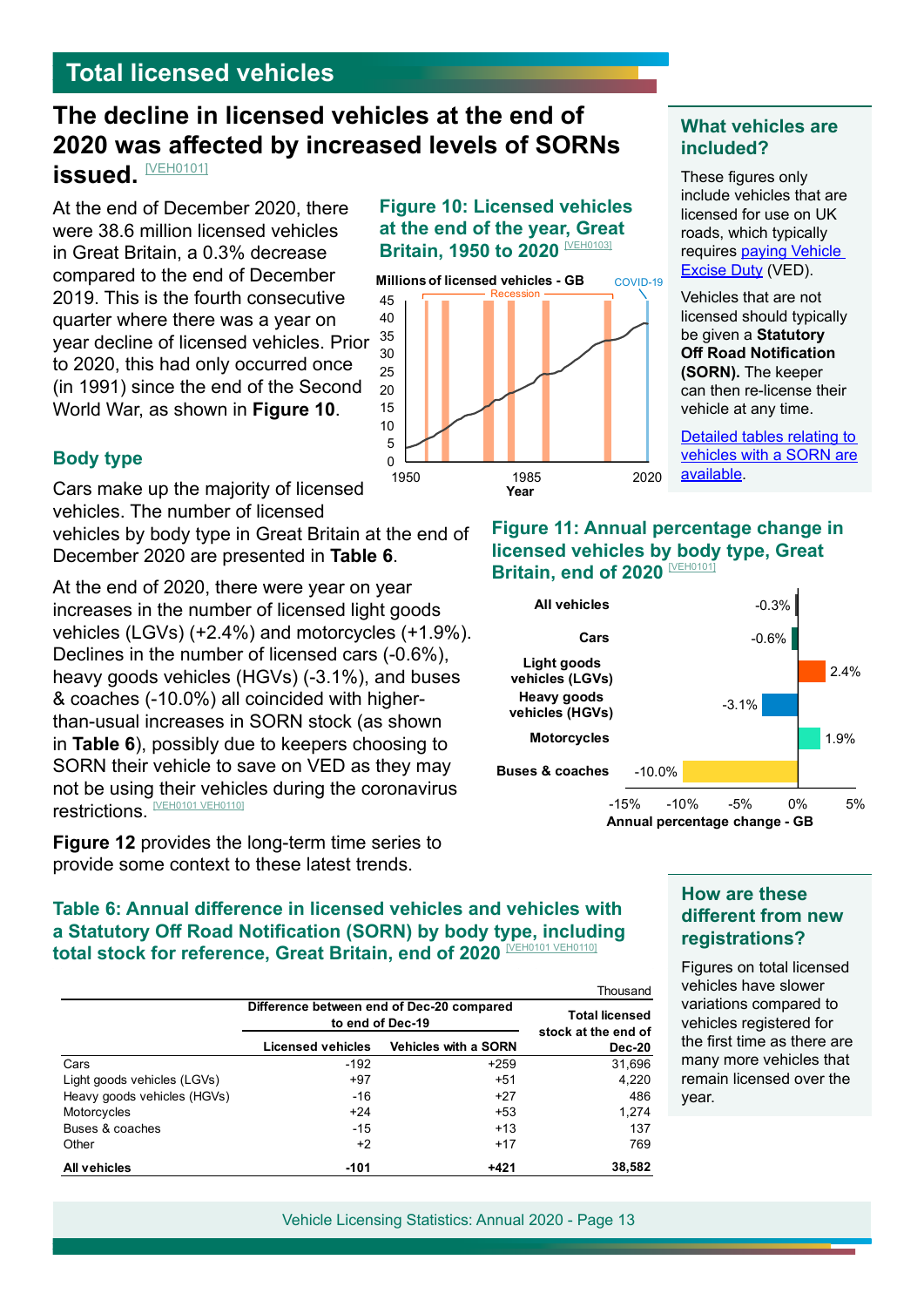## Total licensed vehicles

# The decline in licensed vehicles at the end of 2020 was affected by increased levels of SORNs issued. [VEH0101]

At the end of December 2020, there were 38.6 million licensed vehicles in Great Britain, a 0.3% decrease compared to the end of December 2019. This is the fourth consecutive quarter where there was a year on year decline of licensed vehicles. Prior to 2020, this had only occurred once (in 1991) since the end of the Second World War, as shown in **Figure 10**.

### Figure 10: Licensed vehicles at the end of the year, Great Britain, 1950 to 2020 [VEH0103]

Millions of licensed vehicles - GB

COVID-19

Recession

45
40
35
30
25
20
15
10
5
0

1950
1985
2020

Year

### What vehicles are included?

These figures only include vehicles that are licensed for use on UK roads, which typically requires paying Vehicle Excise Duty (VED).

Vehicles that are not licensed should typically be given a **Statutory Off Road Notification (SORN).** The keeper can then re-license their vehicle at any time.

Detailed tables relating to vehicles with a SORN are available.

## Body type

Cars make up the majority of licensed vehicles. The number of licensed vehicles by body type in Great Britain at the end of December 2020 are presented in **Table 6**.

At the end of 2020, there were year on year increases in the number of licensed light goods vehicles (LGVs) (+2.4%) and motorcycles (+1.9%). Declines in the number of licensed cars (-0.6%), heavy goods vehicles (HGVs) (-3.1%), and buses & coaches (-10.0%) all coincided with higher-than-usual increases in SORN stock (as shown in **Table 6**), possibly due to keepers choosing to SORN their vehicle to save on VED as they may not be using their vehicles during the coronavirus restrictions. [VEH0101 VEH0110]

**Figure 12** provides the long-term time series to provide some context to these latest trends.

### Figure 11: Annual percentage change in licensed vehicles by body type, Great Britain, end of 2020 [VEH0101]

All vehicles -0.3%
Cars -0.6%
Light goods vehicles (LGVs) 2.4%
Heavy goods vehicles (HGVs) -3.1%
Motorcycles 1.9%
Buses & coaches -10.0%

-15%
-10%
-5%
0%
5%

Annual percentage change - GB

### Table 6: Annual difference in licensed vehicles and vehicles with a Statutory Off Road Notification (SORN) by body type, including total stock for reference, Great Britain, end of 2020 [VEH0101 VEH0110]

Thousand

| | Difference between end of Dec-20 compared to end of Dec-19 | | Total licensed stock at the end of Dec-20 |
|---|---|---|---|
| | Licensed vehicles | Vehicles with a SORN | |
| Cars | -192 | +259 | 31,696 |
| Light goods vehicles (LGVs) | +97 | +51 | 4,220 |
| Heavy goods vehicles (HGVs) | -16 | +27 | 486 |
| Motorcycles | +24 | +53 | 1,274 |
| Buses & coaches | -15 | +13 | 137 |
| Other | +2 | +17 | 769 |
| **All vehicles** | **-101** | **+421** | **38,582** |

### How are these different from new registrations?

Figures on total licensed vehicles have slower variations compared to vehicles registered for the first time as there are many more vehicles that remain licensed over the year.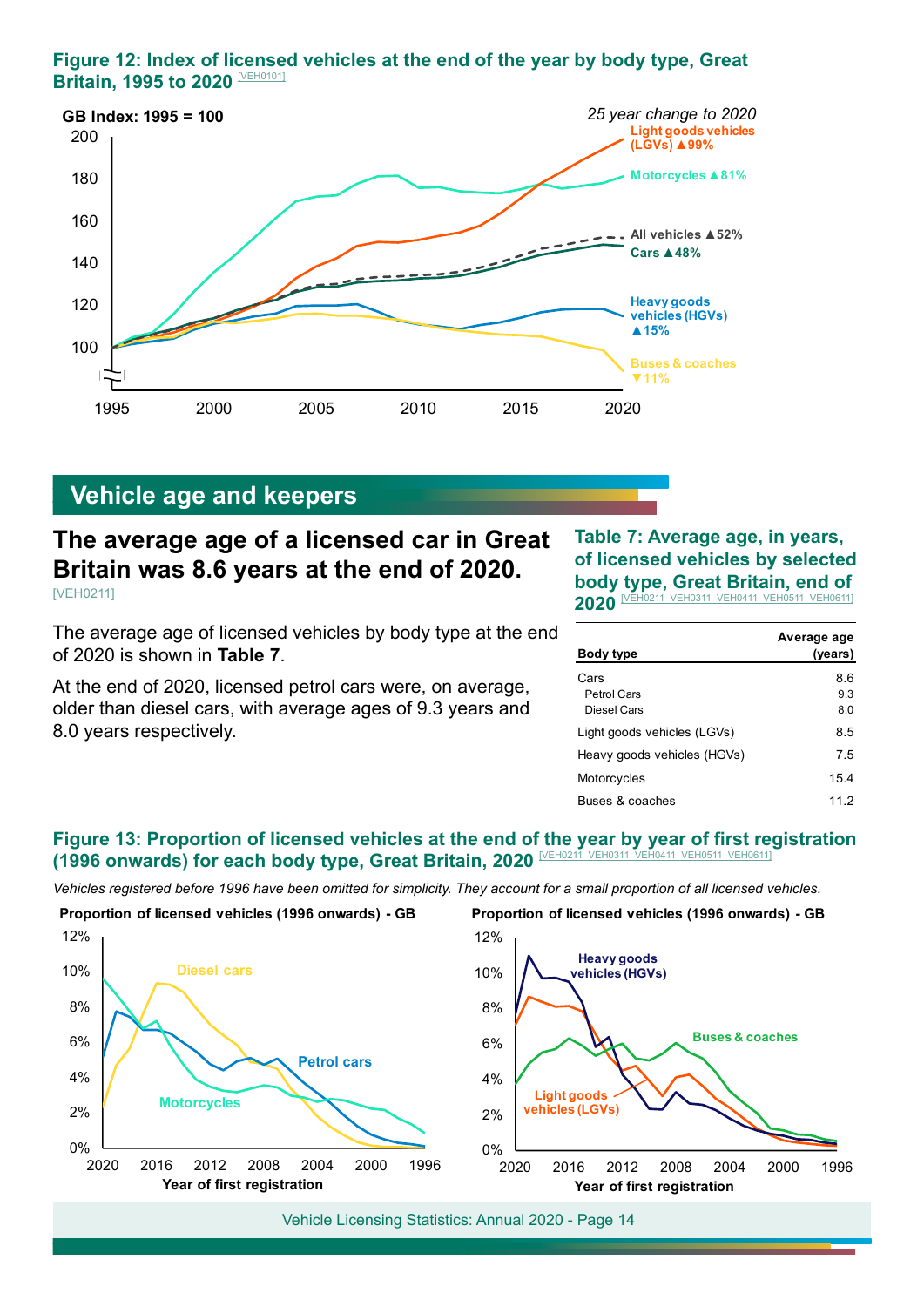### Figure 12: Index of licensed vehicles at the end of the year by body type, Great Britain, 1995 to 2020 [VEH0101]

GB Index: 1995 = 100

25 year change to 2020

Light goods vehicles (LGVs) ▲99%

Motorcycles ▲81%

All vehicles ▲52%

Cars ▲48%

Heavy goods vehicles (HGVs) ▲15%

Buses & coaches ▼11%

200
180
160
140
120
100

1995 2000 2005 2010 2015 2020

## Vehicle age and keepers

### The average age of a licensed car in Great Britain was 8.6 years at the end of 2020.

[VEH0211]

The average age of licensed vehicles by body type at the end of 2020 is shown in **Table 7**.

At the end of 2020, licensed petrol cars were, on average, older than diesel cars, with average ages of 9.3 years and 8.0 years respectively.

### Table 7: Average age, in years, of licensed vehicles by selected body type, Great Britain, end of 2020 [VEH0211 VEH0311 VEH0411 VEH0511 VEH0611]

| Body type | Average age (years) |
|---|---|
| Cars | 8.6 |
| Petrol Cars | 9.3 |
| Diesel Cars | 8.0 |
| Light goods vehicles (LGVs) | 8.5 |
| Heavy goods vehicles (HGVs) | 7.5 |
| Motorcycles | 15.4 |
| Buses & coaches | 11.2 |

### Figure 13: Proportion of licensed vehicles at the end of the year by year of first registration (1996 onwards) for each body type, Great Britain, 2020 [VEH0211 VEH0311 VEH0411 VEH0511 VEH0611]

*Vehicles registered before 1996 have been omitted for simplicity. They account for a small proportion of all licensed vehicles.*

Proportion of licensed vehicles (1996 onwards) - GB

12%
10%
8%
6%
4%
2%
0%

Diesel cars

Petrol cars

Motorcycles

2020 2016 2012 2008 2004 2000 1996

Year of first registration

Proportion of licensed vehicles (1996 onwards) - GB

12%
10%
8%
6%
4%
2%
0%

Heavy goods vehicles (HGVs)

Buses & coaches

Light goods vehicles (LGVs)

2020 2016 2012 2008 2004 2000 1996

Year of first registration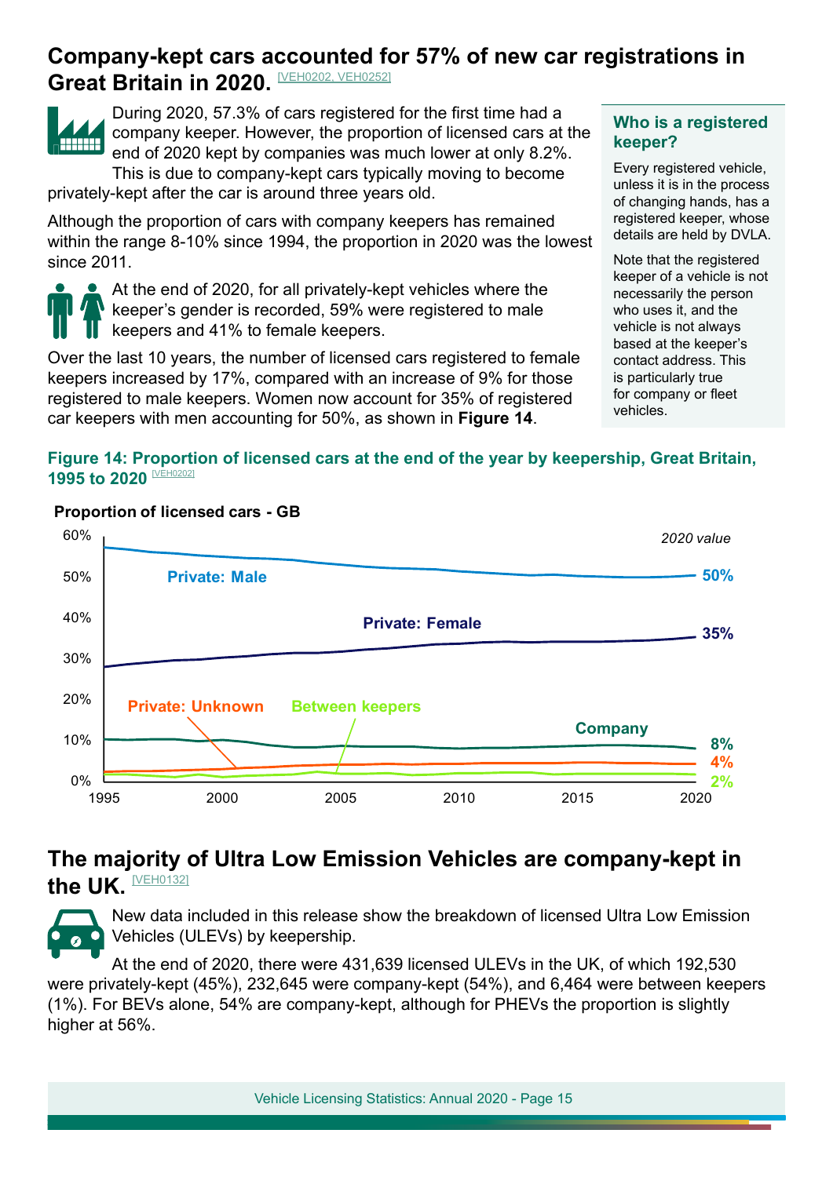## Company-kept cars accounted for 57% of new car registrations in Great Britain in 2020. [VEH0202, VEH0252]

During 2020, 57.3% of cars registered for the first time had a company keeper. However, the proportion of licensed cars at the end of 2020 kept by companies was much lower at only 8.2%. This is due to company-kept cars typically moving to become privately-kept after the car is around three years old.

Although the proportion of cars with company keepers has remained within the range 8-10% since 1994, the proportion in 2020 was the lowest since 2011.

At the end of 2020, for all privately-kept vehicles where the keeper's gender is recorded, 59% were registered to male keepers and 41% to female keepers.

Over the last 10 years, the number of licensed cars registered to female keepers increased by 17%, compared with an increase of 9% for those registered to male keepers. Women now account for 35% of registered car keepers with men accounting for 50%, as shown in **Figure 14**.

### Who is a registered keeper?

Every registered vehicle, unless it is in the process of changing hands, has a registered keeper, whose details are held by DVLA.

Note that the registered keeper of a vehicle is not necessarily the person who uses it, and the vehicle is not always based at the keeper's contact address. This is particularly true for company or fleet vehicles.

**Figure 14: Proportion of licensed cars at the end of the year by keepership, Great Britain, 1995 to 2020** [VEH0202]

**Proportion of licensed cars - GB**

60%
50%
40%
30%
20%
10%
0%

1995
2000
2005
2010
2015
2020

*2020 value*

Private: Male 50%
Private: Female 35%
Company 8%
Private: Unknown 4%
Between keepers 2%

## The majority of Ultra Low Emission Vehicles are company-kept in the UK. [VEH0132]

New data included in this release show the breakdown of licensed Ultra Low Emission Vehicles (ULEVs) by keepership.

At the end of 2020, there were 431,639 licensed ULEVs in the UK, of which 192,530 were privately-kept (45%), 232,645 were company-kept (54%), and 6,464 were between keepers (1%). For BEVs alone, 54% are company-kept, although for PHEVs the proportion is slightly higher at 56%.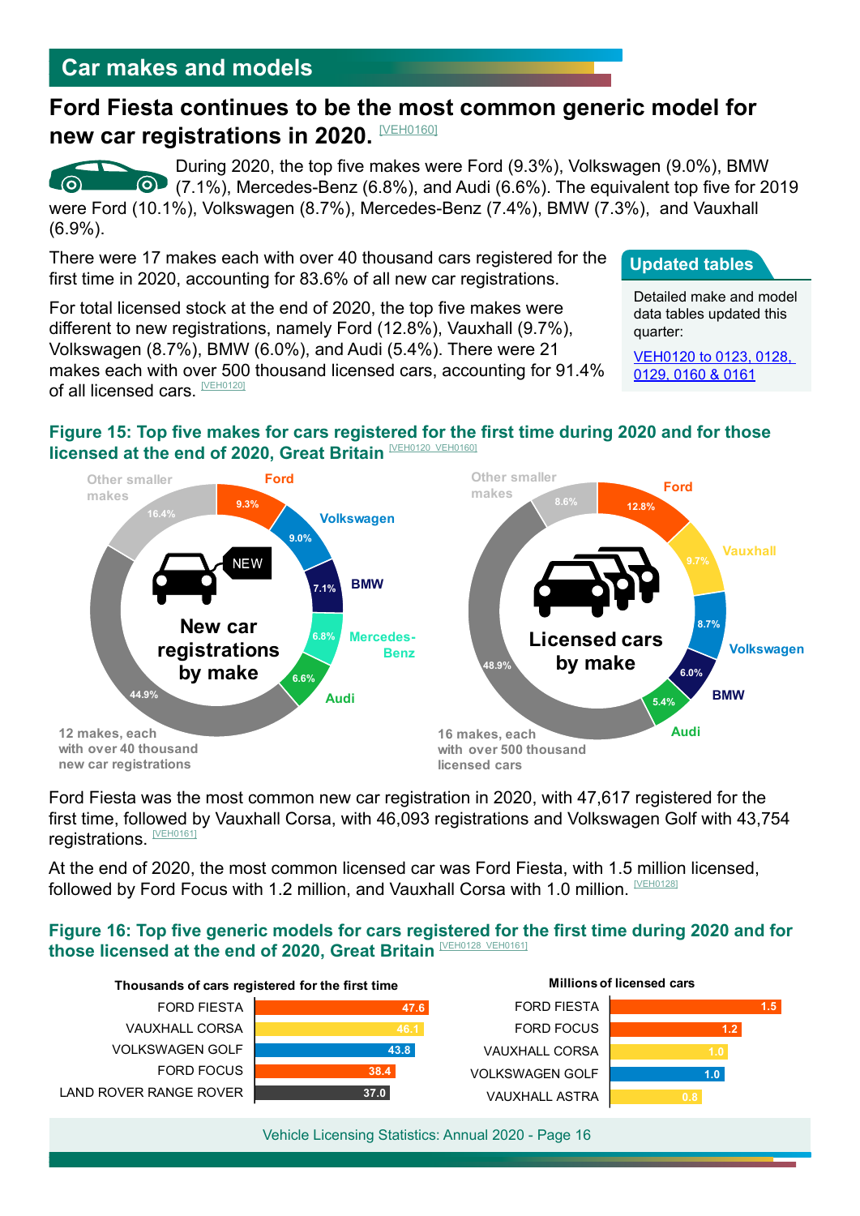## Car makes and models

# Ford Fiesta continues to be the most common generic model for new car registrations in 2020. [VEH0160]

During 2020, the top five makes were Ford (9.3%), Volkswagen (9.0%), BMW (7.1%), Mercedes-Benz (6.8%), and Audi (6.6%). The equivalent top five for 2019 were Ford (10.1%), Volkswagen (8.7%), Mercedes-Benz (7.4%), BMW (7.3%), and Vauxhall (6.9%).

There were 17 makes each with over 40 thousand cars registered for the first time in 2020, accounting for 83.6% of all new car registrations.

For total licensed stock at the end of 2020, the top five makes were different to new registrations, namely Ford (12.8%), Vauxhall (9.7%), Volkswagen (8.7%), BMW (6.0%), and Audi (5.4%). There were 21 makes each with over 500 thousand licensed cars, accounting for 91.4% of all licensed cars. [VEH0120]

**Updated tables**

Detailed make and model data tables updated this quarter:

VEH0120 to 0123, 0128, 0129, 0160 & 0161

### Figure 15: Top five makes for cars registered for the first time during 2020 and for those licensed at the end of 2020, Great Britain [VEH0120 VEH0160]

New car registrations by make

NEW

Ford 9.3%
Volkswagen 9.0%
BMW 7.1%
Mercedes-Benz 6.8%
Audi 6.6%
44.9%
Other smaller makes 16.4%

12 makes, each with over 40 thousand new car registrations

Licensed cars by make

Ford 12.8%
Vauxhall 9.7%
Volkswagen 8.7%
BMW 6.0%
Audi 5.4%
48.9%
Other smaller makes 8.6%

16 makes, each with over 500 thousand licensed cars

Ford Fiesta was the most common new car registration in 2020, with 47,617 registered for the first time, followed by Vauxhall Corsa, with 46,093 registrations and Volkswagen Golf with 43,754 registrations. [VEH0161]

At the end of 2020, the most common licensed car was Ford Fiesta, with 1.5 million licensed, followed by Ford Focus with 1.2 million, and Vauxhall Corsa with 1.0 million. [VEH0128]

### Figure 16: Top five generic models for cars registered for the first time during 2020 and for those licensed at the end of 2020, Great Britain [VEH0128 VEH0161]

Thousands of cars registered for the first time

FORD FIESTA 47.6
VAUXHALL CORSA 46.1
VOLKSWAGEN GOLF 43.8
FORD FOCUS 38.4
LAND ROVER RANGE ROVER 37.0

Millions of licensed cars

FORD FIESTA 1.5
FORD FOCUS 1.2
VAUXHALL CORSA 1.0
VOLKSWAGEN GOLF 1.0
VAUXHALL ASTRA 0.8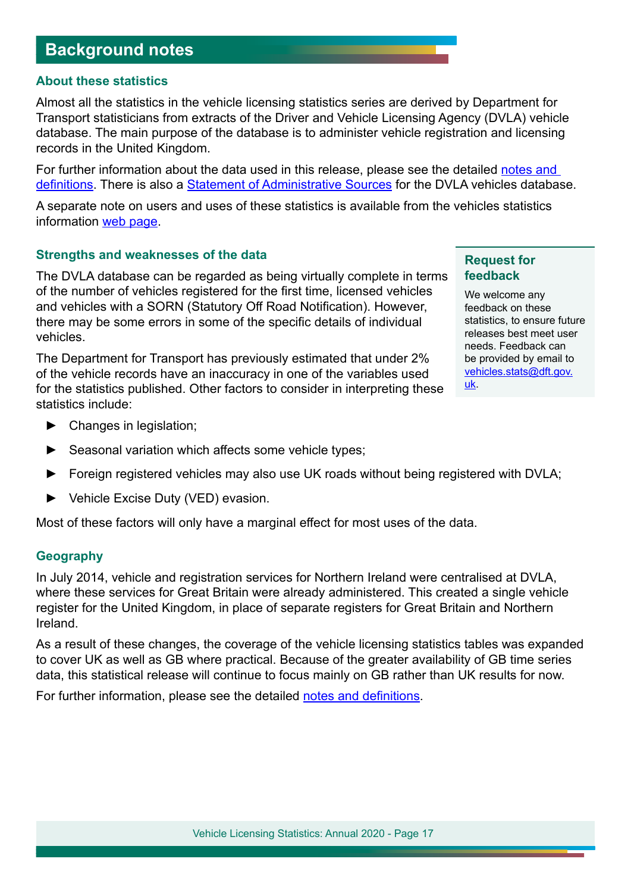# Background notes

## About these statistics

Almost all the statistics in the vehicle licensing statistics series are derived by Department for Transport statisticians from extracts of the Driver and Vehicle Licensing Agency (DVLA) vehicle database. The main purpose of the database is to administer vehicle registration and licensing records in the United Kingdom.

For further information about the data used in this release, please see the detailed notes and definitions. There is also a Statement of Administrative Sources for the DVLA vehicles database.

A separate note on users and uses of these statistics is available from the vehicles statistics information web page.

## Strengths and weaknesses of the data

The DVLA database can be regarded as being virtually complete in terms of the number of vehicles registered for the first time, licensed vehicles and vehicles with a SORN (Statutory Off Road Notification). However, there may be some errors in some of the specific details of individual vehicles.

The Department for Transport has previously estimated that under 2% of the vehicle records have an inaccuracy in one of the variables used for the statistics published. Other factors to consider in interpreting these statistics include:

- Changes in legislation;
- Seasonal variation which affects some vehicle types;
- Foreign registered vehicles may also use UK roads without being registered with DVLA;
- Vehicle Excise Duty (VED) evasion.

Most of these factors will only have a marginal effect for most uses of the data.

### Request for feedback

We welcome any feedback on these statistics, to ensure future releases best meet user needs. Feedback can be provided by email to vehicles.stats@dft.gov.uk.

## Geography

In July 2014, vehicle and registration services for Northern Ireland were centralised at DVLA, where these services for Great Britain were already administered. This created a single vehicle register for the United Kingdom, in place of separate registers for Great Britain and Northern Ireland.

As a result of these changes, the coverage of the vehicle licensing statistics tables was expanded to cover UK as well as GB where practical. Because of the greater availability of GB time series data, this statistical release will continue to focus mainly on GB rather than UK results for now.

For further information, please see the detailed notes and definitions.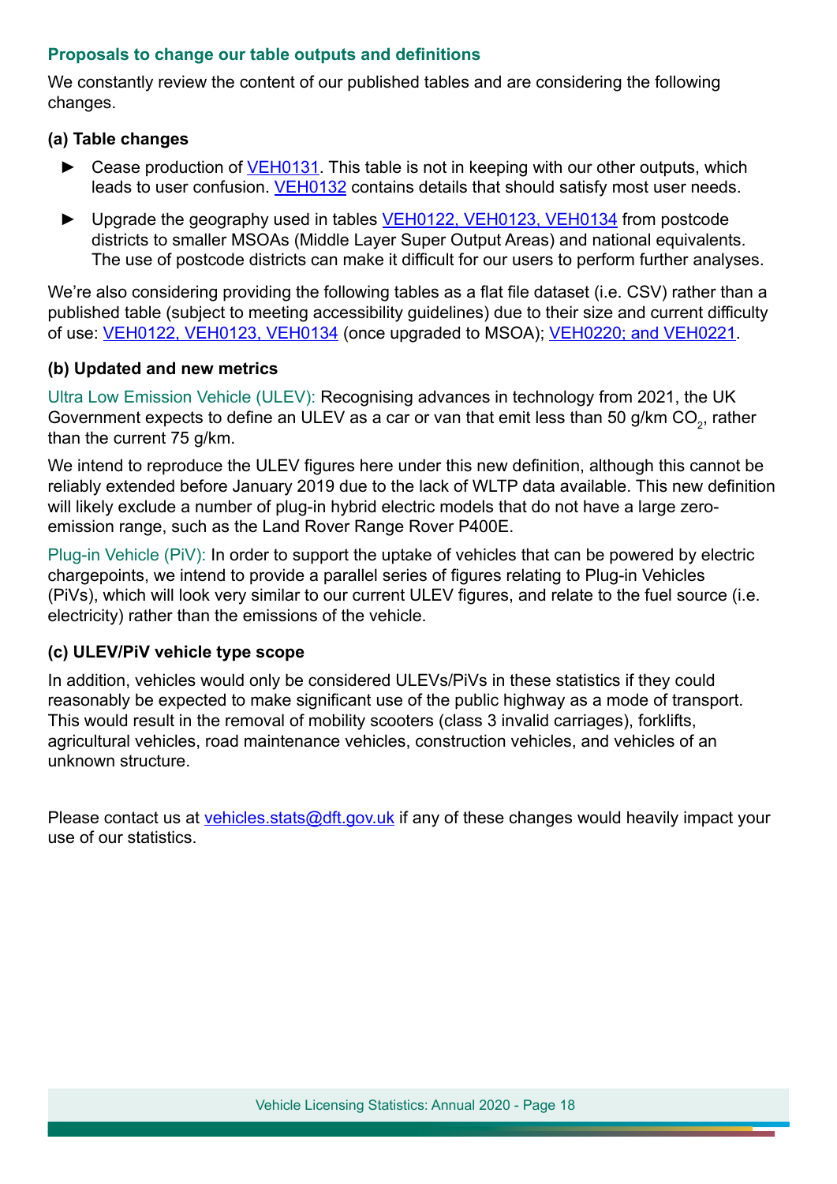## Proposals to change our table outputs and definitions

We constantly review the content of our published tables and are considering the following changes.

### (a) Table changes

- Cease production of VEH0131. This table is not in keeping with our other outputs, which leads to user confusion. VEH0132 contains details that should satisfy most user needs.
- Upgrade the geography used in tables VEH0122, VEH0123, VEH0134 from postcode districts to smaller MSOAs (Middle Layer Super Output Areas) and national equivalents. The use of postcode districts can make it difficult for our users to perform further analyses.

We're also considering providing the following tables as a flat file dataset (i.e. CSV) rather than a published table (subject to meeting accessibility guidelines) due to their size and current difficulty of use: VEH0122, VEH0123, VEH0134 (once upgraded to MSOA); VEH0220; and VEH0221.

### (b) Updated and new metrics

Ultra Low Emission Vehicle (ULEV): Recognising advances in technology from 2021, the UK Government expects to define an ULEV as a car or van that emit less than 50 g/km $CO_2$, rather than the current 75 g/km.

We intend to reproduce the ULEV figures here under this new definition, although this cannot be reliably extended before January 2019 due to the lack of WLTP data available. This new definition will likely exclude a number of plug-in hybrid electric models that do not have a large zero-emission range, such as the Land Rover Range Rover P400E.

Plug-in Vehicle (PiV): In order to support the uptake of vehicles that can be powered by electric chargepoints, we intend to provide a parallel series of figures relating to Plug-in Vehicles (PiVs), which will look very similar to our current ULEV figures, and relate to the fuel source (i.e. electricity) rather than the emissions of the vehicle.

### (c) ULEV/PiV vehicle type scope

In addition, vehicles would only be considered ULEVs/PiVs in these statistics if they could reasonably be expected to make significant use of the public highway as a mode of transport. This would result in the removal of mobility scooters (class 3 invalid carriages), forklifts, agricultural vehicles, road maintenance vehicles, construction vehicles, and vehicles of an unknown structure.

Please contact us at vehicles.stats@dft.gov.uk if any of these changes would heavily impact your use of our statistics.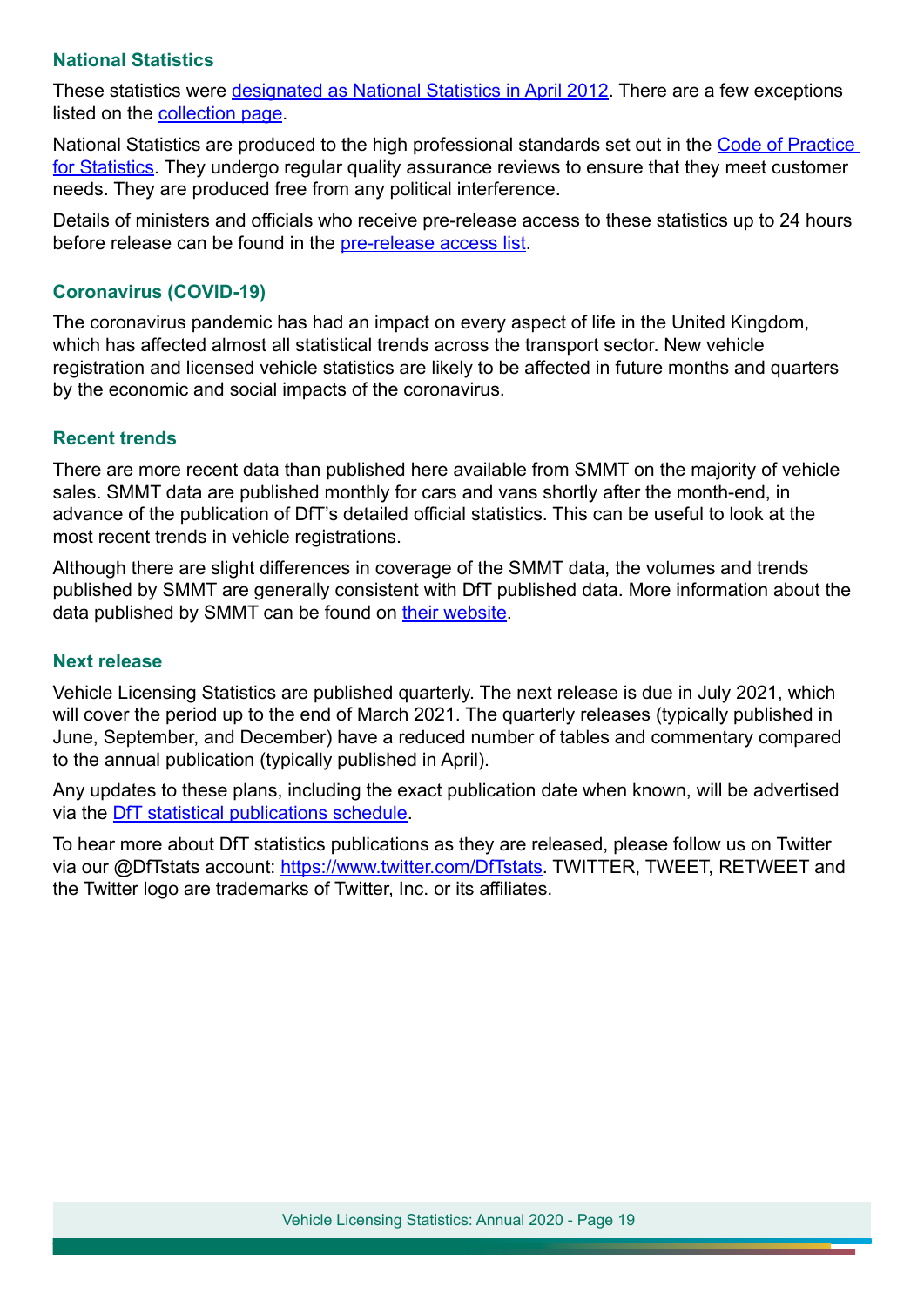### National Statistics

These statistics were designated as National Statistics in April 2012. There are a few exceptions listed on the collection page.

National Statistics are produced to the high professional standards set out in the Code of Practice for Statistics. They undergo regular quality assurance reviews to ensure that they meet customer needs. They are produced free from any political interference.

Details of ministers and officials who receive pre-release access to these statistics up to 24 hours before release can be found in the pre-release access list.

### Coronavirus (COVID-19)

The coronavirus pandemic has had an impact on every aspect of life in the United Kingdom, which has affected almost all statistical trends across the transport sector. New vehicle registration and licensed vehicle statistics are likely to be affected in future months and quarters by the economic and social impacts of the coronavirus.

### Recent trends

There are more recent data than published here available from SMMT on the majority of vehicle sales. SMMT data are published monthly for cars and vans shortly after the month-end, in advance of the publication of DfT's detailed official statistics. This can be useful to look at the most recent trends in vehicle registrations.

Although there are slight differences in coverage of the SMMT data, the volumes and trends published by SMMT are generally consistent with DfT published data. More information about the data published by SMMT can be found on their website.

### Next release

Vehicle Licensing Statistics are published quarterly. The next release is due in July 2021, which will cover the period up to the end of March 2021. The quarterly releases (typically published in June, September, and December) have a reduced number of tables and commentary compared to the annual publication (typically published in April).

Any updates to these plans, including the exact publication date when known, will be advertised via the DfT statistical publications schedule.

To hear more about DfT statistics publications as they are released, please follow us on Twitter via our @DfTstats account: https://www.twitter.com/DfTstats. TWITTER, TWEET, RETWEET and the Twitter logo are trademarks of Twitter, Inc. or its affiliates.